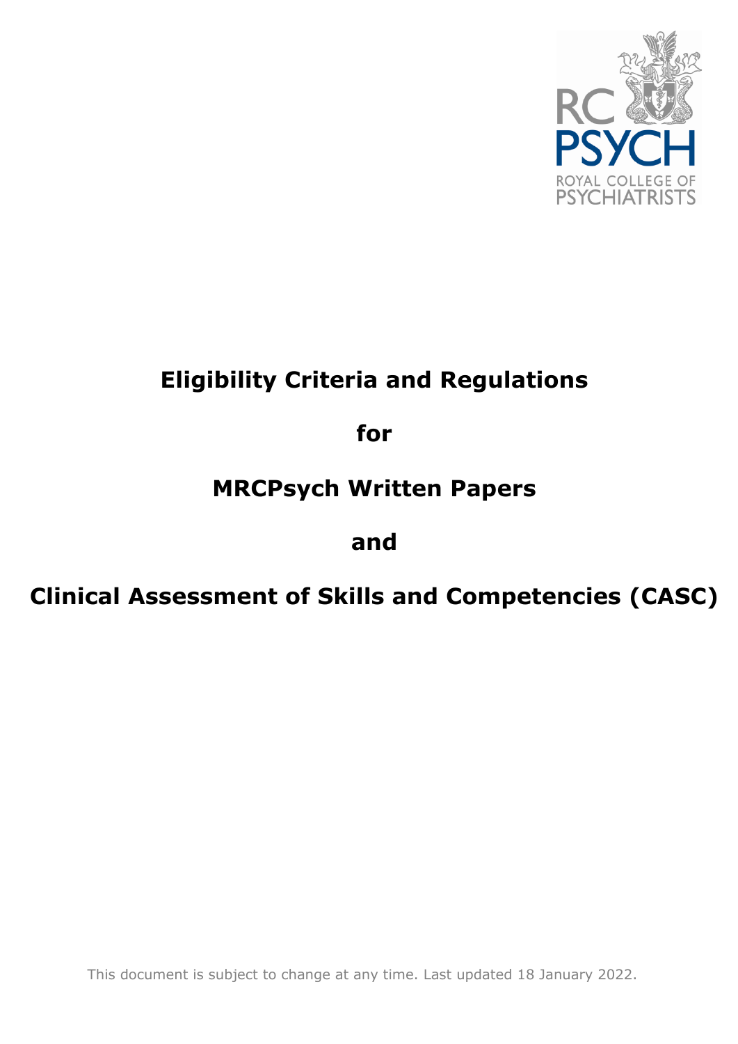# Eligibility Criteria and Regulations

# for

# MRCPsych Written Papers

# and

# Clinical Assessment of Skills and Competencies (CASC)

This document is subject to change at any time. Last updated 18 January 2022.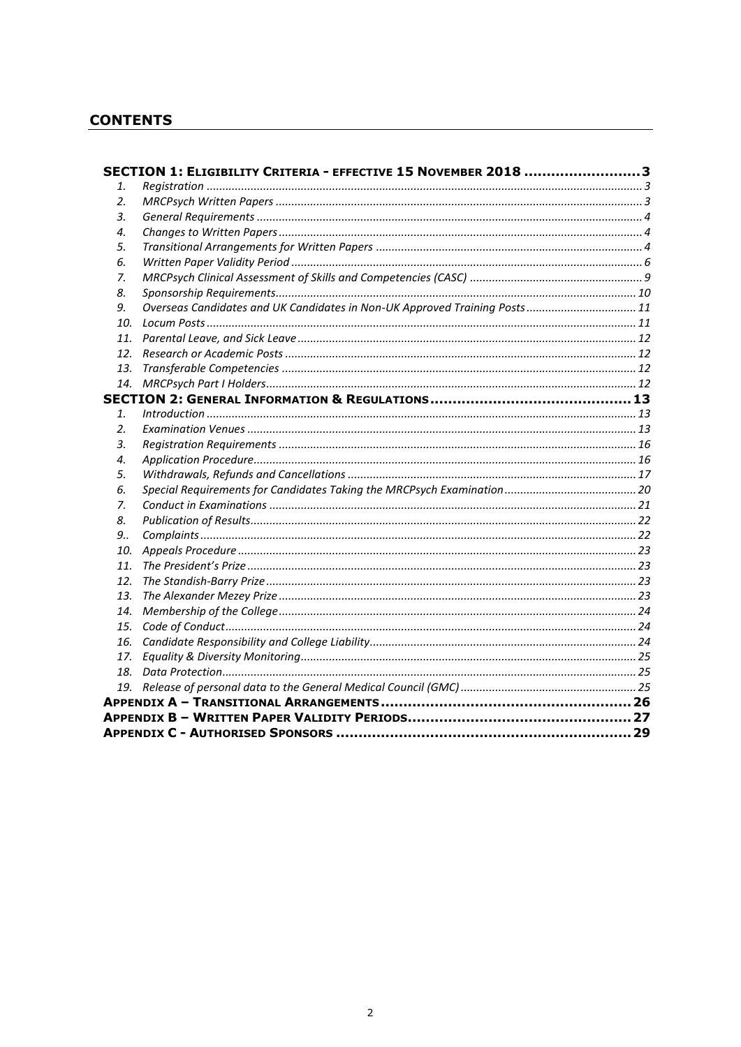## CONTENTS

**SECTION 1: ELIGIBILITY CRITERIA - EFFECTIVE 15 NOVEMBER 2018** ..... 3

1. *Registration* ..... 3
2. *MRCPsych Written Papers* ..... 3
3. *General Requirements* ..... 4
4. *Changes to Written Papers* ..... 4
5. *Transitional Arrangements for Written Papers* ..... 4
6. *Written Paper Validity Period* ..... 6
7. *MRCPsych Clinical Assessment of Skills and Competencies (CASC)* ..... 9
8. *Sponsorship Requirements* ..... 10
9. *Overseas Candidates and UK Candidates in Non-UK Approved Training Posts* ..... 11
10. *Locum Posts* ..... 11
11. *Parental Leave, and Sick Leave* ..... 12
12. *Research or Academic Posts* ..... 12
13. *Transferable Competencies* ..... 12
14. *MRCPsych Part I Holders* ..... 12

**SECTION 2: GENERAL INFORMATION & REGULATIONS** ..... 13

1. *Introduction* ..... 13
2. *Examination Venues* ..... 13
3. *Registration Requirements* ..... 16
4. *Application Procedure* ..... 16
5. *Withdrawals, Refunds and Cancellations* ..... 17
6. *Special Requirements for Candidates Taking the MRCPsych Examination* ..... 20
7. *Conduct in Examinations* ..... 21
8. *Publication of Results* ..... 22
9. *Complaints* ..... 22
10. *Appeals Procedure* ..... 23
11. *The President's Prize* ..... 23
12. *The Standish-Barry Prize* ..... 23
13. *The Alexander Mezey Prize* ..... 23
14. *Membership of the College* ..... 24
15. *Code of Conduct* ..... 24
16. *Candidate Responsibility and College Liability* ..... 24
17. *Equality & Diversity Monitoring* ..... 25
18. *Data Protection* ..... 25
19. *Release of personal data to the General Medical Council (GMC)* ..... 25

**APPENDIX A – TRANSITIONAL ARRANGEMENTS** ..... 26

**APPENDIX B – WRITTEN PAPER VALIDITY PERIODS** ..... 27

**APPENDIX C - AUTHORISED SPONSORS** ..... 29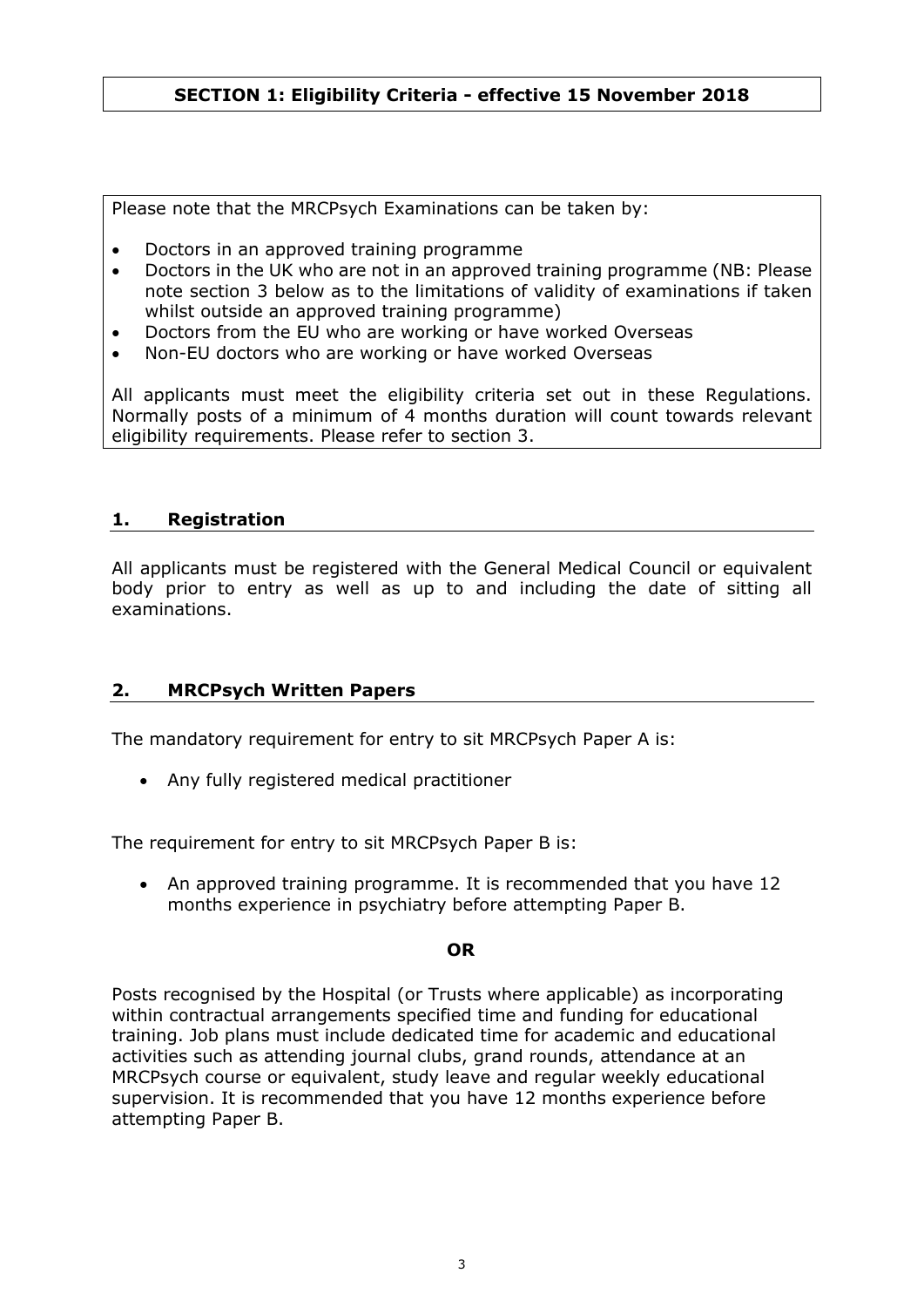## SECTION 1: Eligibility Criteria - effective 15 November 2018

Please note that the MRCPsych Examinations can be taken by:

- Doctors in an approved training programme
- Doctors in the UK who are not in an approved training programme (NB: Please note section 3 below as to the limitations of validity of examinations if taken whilst outside an approved training programme)
- Doctors from the EU who are working or have worked Overseas
- Non-EU doctors who are working or have worked Overseas

All applicants must meet the eligibility criteria set out in these Regulations. Normally posts of a minimum of 4 months duration will count towards relevant eligibility requirements. Please refer to section 3.

### 1. Registration

All applicants must be registered with the General Medical Council or equivalent body prior to entry as well as up to and including the date of sitting all examinations.

### 2. MRCPsych Written Papers

The mandatory requirement for entry to sit MRCPsych Paper A is:

- Any fully registered medical practitioner

The requirement for entry to sit MRCPsych Paper B is:

- An approved training programme. It is recommended that you have 12 months experience in psychiatry before attempting Paper B.

**OR**

Posts recognised by the Hospital (or Trusts where applicable) as incorporating within contractual arrangements specified time and funding for educational training. Job plans must include dedicated time for academic and educational activities such as attending journal clubs, grand rounds, attendance at an MRCPsych course or equivalent, study leave and regular weekly educational supervision. It is recommended that you have 12 months experience before attempting Paper B.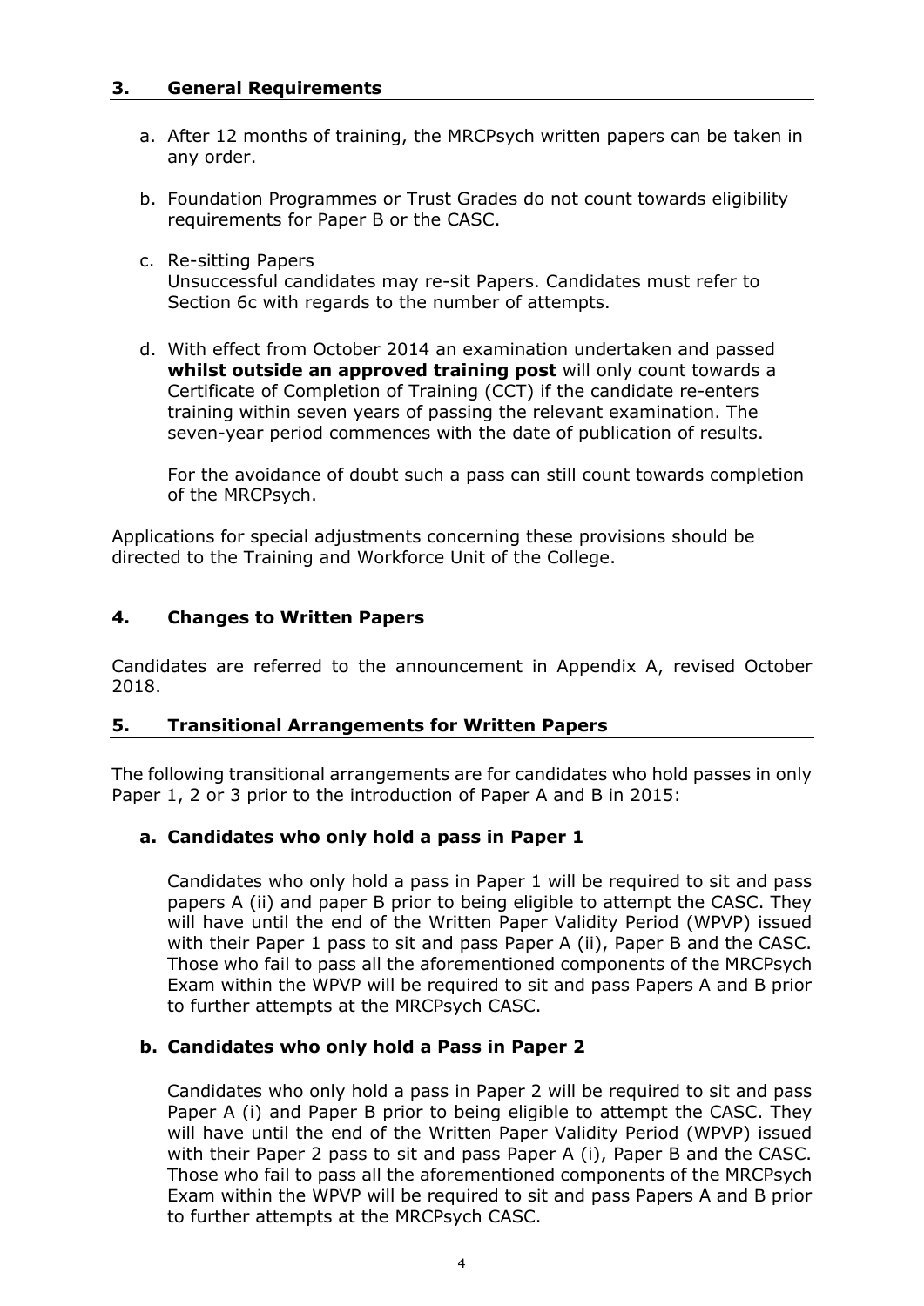## 3. General Requirements

a. After 12 months of training, the MRCPsych written papers can be taken in any order.

b. Foundation Programmes or Trust Grades do not count towards eligibility requirements for Paper B or the CASC.

c. Re-sitting Papers
   Unsuccessful candidates may re-sit Papers. Candidates must refer to Section 6c with regards to the number of attempts.

d. With effect from October 2014 an examination undertaken and passed **whilst outside an approved training post** will only count towards a Certificate of Completion of Training (CCT) if the candidate re-enters training within seven years of passing the relevant examination. The seven-year period commences with the date of publication of results.

   For the avoidance of doubt such a pass can still count towards completion of the MRCPsych.

Applications for special adjustments concerning these provisions should be directed to the Training and Workforce Unit of the College.

## 4. Changes to Written Papers

Candidates are referred to the announcement in Appendix A, revised October 2018.

## 5. Transitional Arrangements for Written Papers

The following transitional arrangements are for candidates who hold passes in only Paper 1, 2 or 3 prior to the introduction of Paper A and B in 2015:

### a. Candidates who only hold a pass in Paper 1

Candidates who only hold a pass in Paper 1 will be required to sit and pass papers A (ii) and paper B prior to being eligible to attempt the CASC. They will have until the end of the Written Paper Validity Period (WPVP) issued with their Paper 1 pass to sit and pass Paper A (ii), Paper B and the CASC. Those who fail to pass all the aforementioned components of the MRCPsych Exam within the WPVP will be required to sit and pass Papers A and B prior to further attempts at the MRCPsych CASC.

### b. Candidates who only hold a Pass in Paper 2

Candidates who only hold a pass in Paper 2 will be required to sit and pass Paper A (i) and Paper B prior to being eligible to attempt the CASC. They will have until the end of the Written Paper Validity Period (WPVP) issued with their Paper 2 pass to sit and pass Paper A (i), Paper B and the CASC. Those who fail to pass all the aforementioned components of the MRCPsych Exam within the WPVP will be required to sit and pass Papers A and B prior to further attempts at the MRCPsych CASC.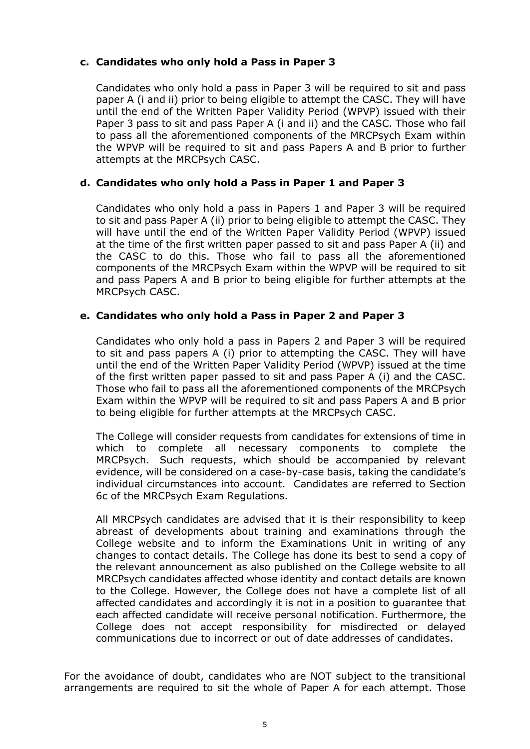**c. Candidates who only hold a Pass in Paper 3**

Candidates who only hold a pass in Paper 3 will be required to sit and pass paper A (i and ii) prior to being eligible to attempt the CASC. They will have until the end of the Written Paper Validity Period (WPVP) issued with their Paper 3 pass to sit and pass Paper A (i and ii) and the CASC. Those who fail to pass all the aforementioned components of the MRCPsych Exam within the WPVP will be required to sit and pass Papers A and B prior to further attempts at the MRCPsych CASC.

**d. Candidates who only hold a Pass in Paper 1 and Paper 3**

Candidates who only hold a pass in Papers 1 and Paper 3 will be required to sit and pass Paper A (ii) prior to being eligible to attempt the CASC. They will have until the end of the Written Paper Validity Period (WPVP) issued at the time of the first written paper passed to sit and pass Paper A (ii) and the CASC to do this. Those who fail to pass all the aforementioned components of the MRCPsych Exam within the WPVP will be required to sit and pass Papers A and B prior to being eligible for further attempts at the MRCPsych CASC.

**e. Candidates who only hold a Pass in Paper 2 and Paper 3**

Candidates who only hold a pass in Papers 2 and Paper 3 will be required to sit and pass papers A (i) prior to attempting the CASC. They will have until the end of the Written Paper Validity Period (WPVP) issued at the time of the first written paper passed to sit and pass Paper A (i) and the CASC. Those who fail to pass all the aforementioned components of the MRCPsych Exam within the WPVP will be required to sit and pass Papers A and B prior to being eligible for further attempts at the MRCPsych CASC.

The College will consider requests from candidates for extensions of time in which to complete all necessary components to complete the MRCPsych. Such requests, which should be accompanied by relevant evidence, will be considered on a case-by-case basis, taking the candidate's individual circumstances into account. Candidates are referred to Section 6c of the MRCPsych Exam Regulations.

All MRCPsych candidates are advised that it is their responsibility to keep abreast of developments about training and examinations through the College website and to inform the Examinations Unit in writing of any changes to contact details. The College has done its best to send a copy of the relevant announcement as also published on the College website to all MRCPsych candidates affected whose identity and contact details are known to the College. However, the College does not have a complete list of all affected candidates and accordingly it is not in a position to guarantee that each affected candidate will receive personal notification. Furthermore, the College does not accept responsibility for misdirected or delayed communications due to incorrect or out of date addresses of candidates.

For the avoidance of doubt, candidates who are NOT subject to the transitional arrangements are required to sit the whole of Paper A for each attempt. Those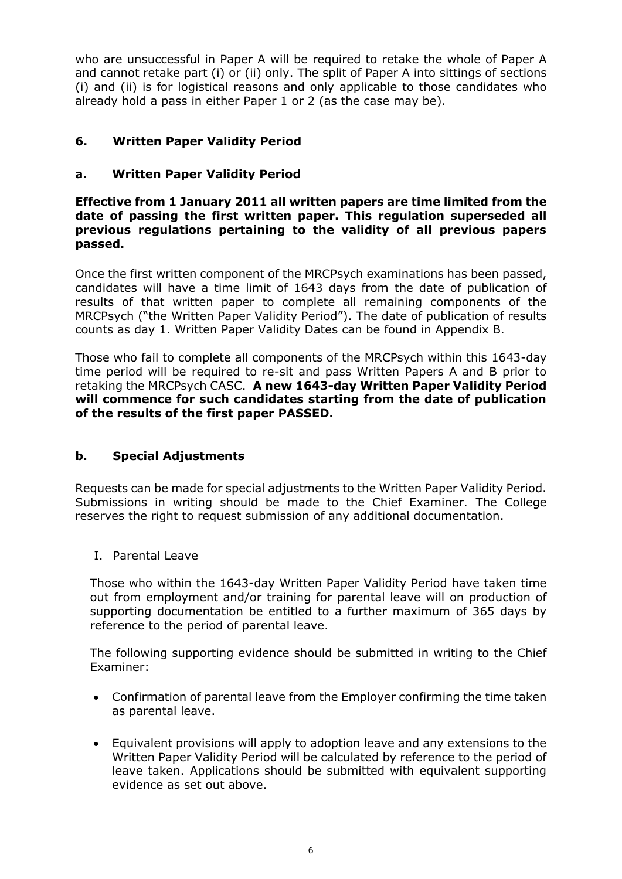who are unsuccessful in Paper A will be required to retake the whole of Paper A and cannot retake part (i) or (ii) only. The split of Paper A into sittings of sections (i) and (ii) is for logistical reasons and only applicable to those candidates who already hold a pass in either Paper 1 or 2 (as the case may be).

## 6. Written Paper Validity Period

### a. Written Paper Validity Period

**Effective from 1 January 2011 all written papers are time limited from the date of passing the first written paper. This regulation superseded all previous regulations pertaining to the validity of all previous papers passed.**

Once the first written component of the MRCPsych examinations has been passed, candidates will have a time limit of 1643 days from the date of publication of results of that written paper to complete all remaining components of the MRCPsych ("the Written Paper Validity Period"). The date of publication of results counts as day 1. Written Paper Validity Dates can be found in Appendix B.

Those who fail to complete all components of the MRCPsych within this 1643-day time period will be required to re-sit and pass Written Papers A and B prior to retaking the MRCPsych CASC. **A new 1643-day Written Paper Validity Period will commence for such candidates starting from the date of publication of the results of the first paper PASSED.**

### b. Special Adjustments

Requests can be made for special adjustments to the Written Paper Validity Period. Submissions in writing should be made to the Chief Examiner. The College reserves the right to request submission of any additional documentation.

I. Parental Leave

Those who within the 1643-day Written Paper Validity Period have taken time out from employment and/or training for parental leave will on production of supporting documentation be entitled to a further maximum of 365 days by reference to the period of parental leave.

The following supporting evidence should be submitted in writing to the Chief Examiner:

- Confirmation of parental leave from the Employer confirming the time taken as parental leave.
- Equivalent provisions will apply to adoption leave and any extensions to the Written Paper Validity Period will be calculated by reference to the period of leave taken. Applications should be submitted with equivalent supporting evidence as set out above.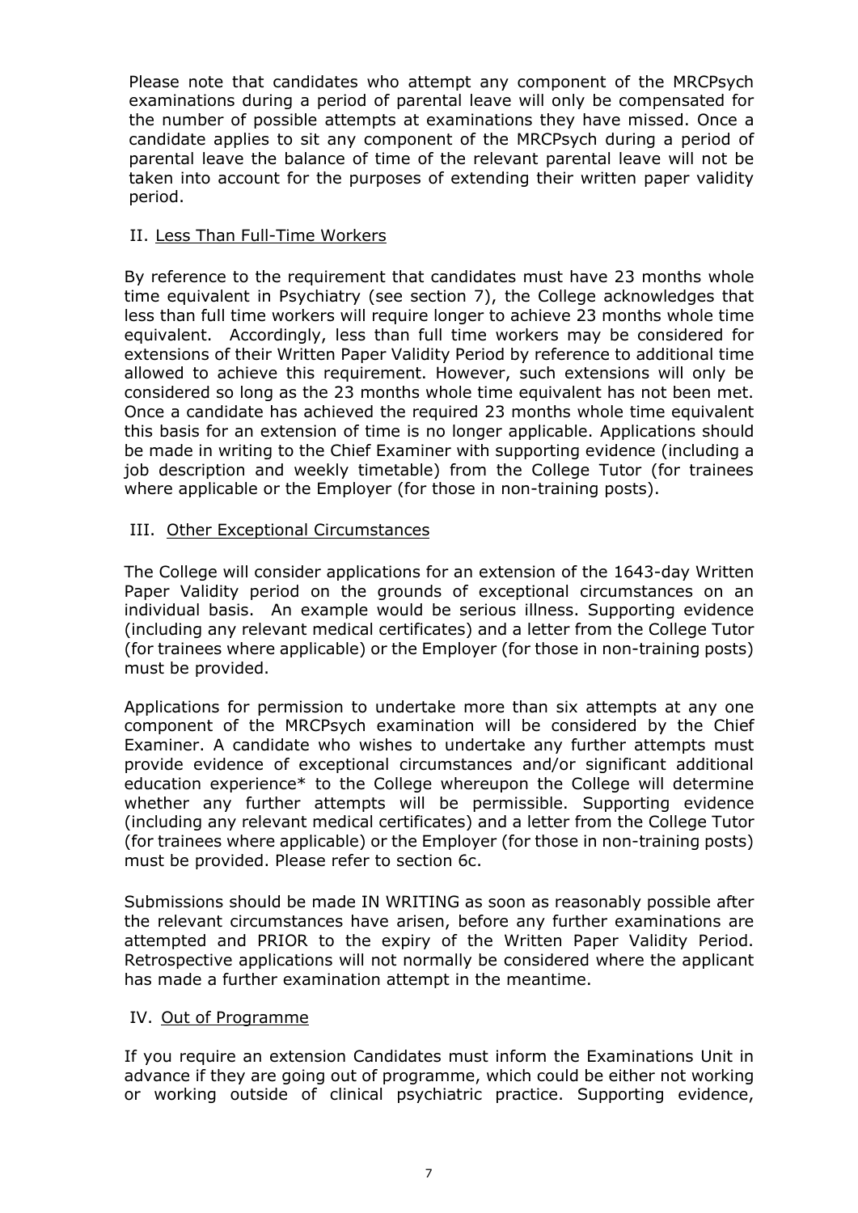Please note that candidates who attempt any component of the MRCPsych examinations during a period of parental leave will only be compensated for the number of possible attempts at examinations they have missed. Once a candidate applies to sit any component of the MRCPsych during a period of parental leave the balance of time of the relevant parental leave will not be taken into account for the purposes of extending their written paper validity period.

II. Less Than Full-Time Workers

By reference to the requirement that candidates must have 23 months whole time equivalent in Psychiatry (see section 7), the College acknowledges that less than full time workers will require longer to achieve 23 months whole time equivalent. Accordingly, less than full time workers may be considered for extensions of their Written Paper Validity Period by reference to additional time allowed to achieve this requirement. However, such extensions will only be considered so long as the 23 months whole time equivalent has not been met. Once a candidate has achieved the required 23 months whole time equivalent this basis for an extension of time is no longer applicable. Applications should be made in writing to the Chief Examiner with supporting evidence (including a job description and weekly timetable) from the College Tutor (for trainees where applicable or the Employer (for those in non-training posts).

III. Other Exceptional Circumstances

The College will consider applications for an extension of the 1643-day Written Paper Validity period on the grounds of exceptional circumstances on an individual basis. An example would be serious illness. Supporting evidence (including any relevant medical certificates) and a letter from the College Tutor (for trainees where applicable) or the Employer (for those in non-training posts) must be provided.

Applications for permission to undertake more than six attempts at any one component of the MRCPsych examination will be considered by the Chief Examiner. A candidate who wishes to undertake any further attempts must provide evidence of exceptional circumstances and/or significant additional education experience* to the College whereupon the College will determine whether any further attempts will be permissible. Supporting evidence (including any relevant medical certificates) and a letter from the College Tutor (for trainees where applicable) or the Employer (for those in non-training posts) must be provided. Please refer to section 6c.

Submissions should be made IN WRITING as soon as reasonably possible after the relevant circumstances have arisen, before any further examinations are attempted and PRIOR to the expiry of the Written Paper Validity Period. Retrospective applications will not normally be considered where the applicant has made a further examination attempt in the meantime.

IV. Out of Programme

If you require an extension Candidates must inform the Examinations Unit in advance if they are going out of programme, which could be either not working or working outside of clinical psychiatric practice. Supporting evidence,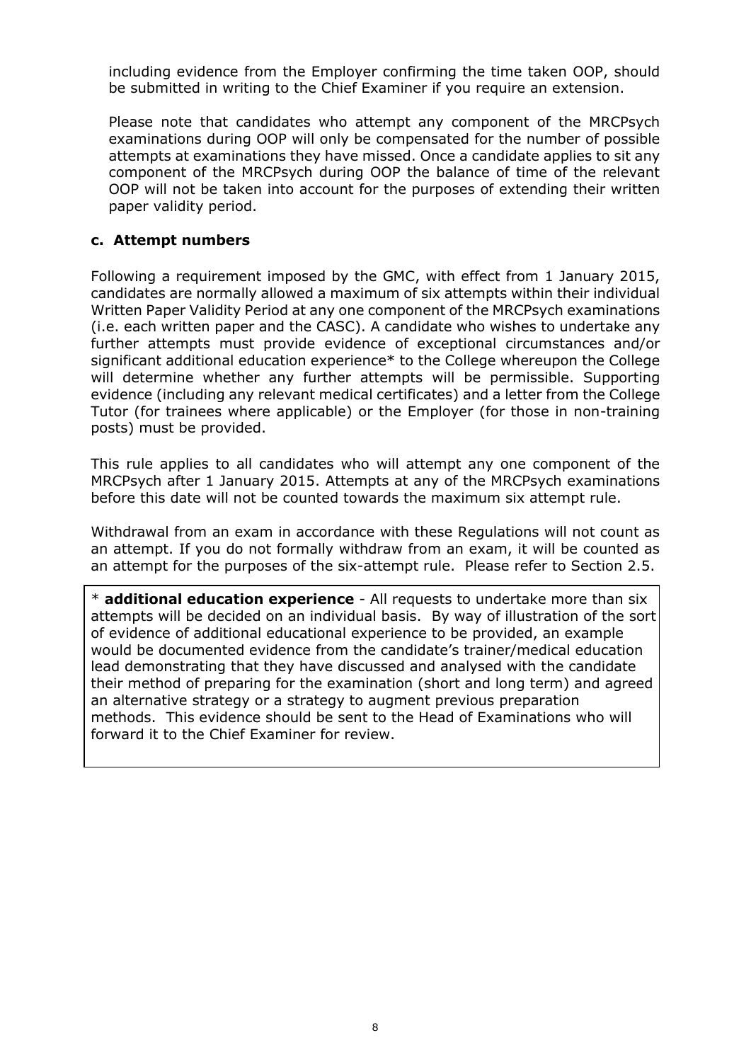including evidence from the Employer confirming the time taken OOP, should be submitted in writing to the Chief Examiner if you require an extension.

Please note that candidates who attempt any component of the MRCPsych examinations during OOP will only be compensated for the number of possible attempts at examinations they have missed. Once a candidate applies to sit any component of the MRCPsych during OOP the balance of time of the relevant OOP will not be taken into account for the purposes of extending their written paper validity period.

**c. Attempt numbers**

Following a requirement imposed by the GMC, with effect from 1 January 2015, candidates are normally allowed a maximum of six attempts within their individual Written Paper Validity Period at any one component of the MRCPsych examinations (i.e. each written paper and the CASC). A candidate who wishes to undertake any further attempts must provide evidence of exceptional circumstances and/or significant additional education experience* to the College whereupon the College will determine whether any further attempts will be permissible. Supporting evidence (including any relevant medical certificates) and a letter from the College Tutor (for trainees where applicable) or the Employer (for those in non-training posts) must be provided.

This rule applies to all candidates who will attempt any one component of the MRCPsych after 1 January 2015. Attempts at any of the MRCPsych examinations before this date will not be counted towards the maximum six attempt rule.

Withdrawal from an exam in accordance with these Regulations will not count as an attempt. If you do not formally withdraw from an exam, it will be counted as an attempt for the purposes of the six-attempt rule. Please refer to Section 2.5.

* **additional education experience** - All requests to undertake more than six attempts will be decided on an individual basis. By way of illustration of the sort of evidence of additional educational experience to be provided, an example would be documented evidence from the candidate's trainer/medical education lead demonstrating that they have discussed and analysed with the candidate their method of preparing for the examination (short and long term) and agreed an alternative strategy or a strategy to augment previous preparation methods. This evidence should be sent to the Head of Examinations who will forward it to the Chief Examiner for review.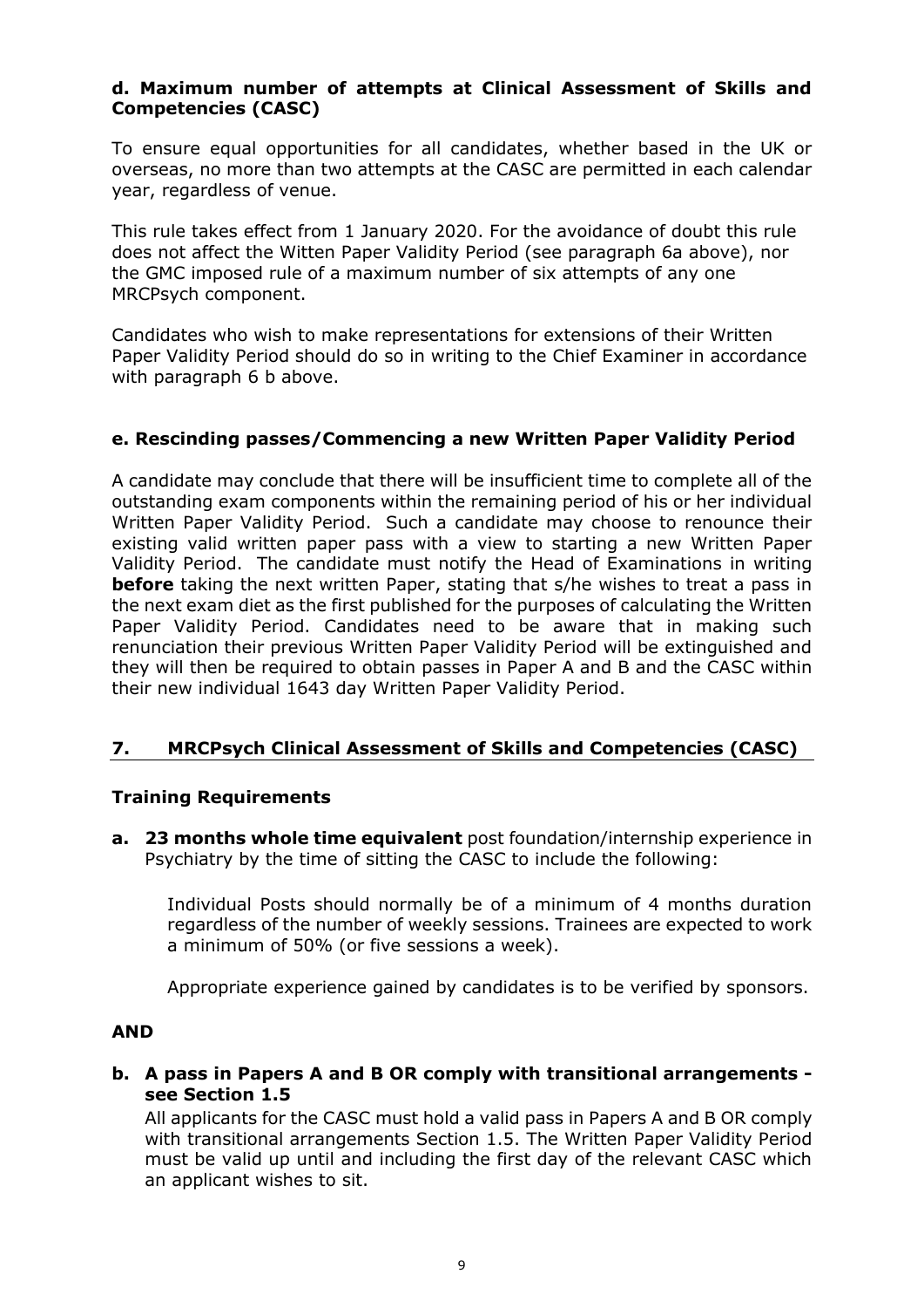### d. Maximum number of attempts at Clinical Assessment of Skills and Competencies (CASC)

To ensure equal opportunities for all candidates, whether based in the UK or overseas, no more than two attempts at the CASC are permitted in each calendar year, regardless of venue.

This rule takes effect from 1 January 2020. For the avoidance of doubt this rule does not affect the Witten Paper Validity Period (see paragraph 6a above), nor the GMC imposed rule of a maximum number of six attempts of any one MRCPsych component.

Candidates who wish to make representations for extensions of their Written Paper Validity Period should do so in writing to the Chief Examiner in accordance with paragraph 6 b above.

### e. Rescinding passes/Commencing a new Written Paper Validity Period

A candidate may conclude that there will be insufficient time to complete all of the outstanding exam components within the remaining period of his or her individual Written Paper Validity Period. Such a candidate may choose to renounce their existing valid written paper pass with a view to starting a new Written Paper Validity Period. The candidate must notify the Head of Examinations in writing **before** taking the next written Paper, stating that s/he wishes to treat a pass in the next exam diet as the first published for the purposes of calculating the Written Paper Validity Period. Candidates need to be aware that in making such renunciation their previous Written Paper Validity Period will be extinguished and they will then be required to obtain passes in Paper A and B and the CASC within their new individual 1643 day Written Paper Validity Period.

## 7. MRCPsych Clinical Assessment of Skills and Competencies (CASC)

### Training Requirements

**a. 23 months whole time equivalent** post foundation/internship experience in Psychiatry by the time of sitting the CASC to include the following:

Individual Posts should normally be of a minimum of 4 months duration regardless of the number of weekly sessions. Trainees are expected to work a minimum of 50% (or five sessions a week).

Appropriate experience gained by candidates is to be verified by sponsors.

**AND**

**b. A pass in Papers A and B OR comply with transitional arrangements - see Section 1.5**

All applicants for the CASC must hold a valid pass in Papers A and B OR comply with transitional arrangements Section 1.5. The Written Paper Validity Period must be valid up until and including the first day of the relevant CASC which an applicant wishes to sit.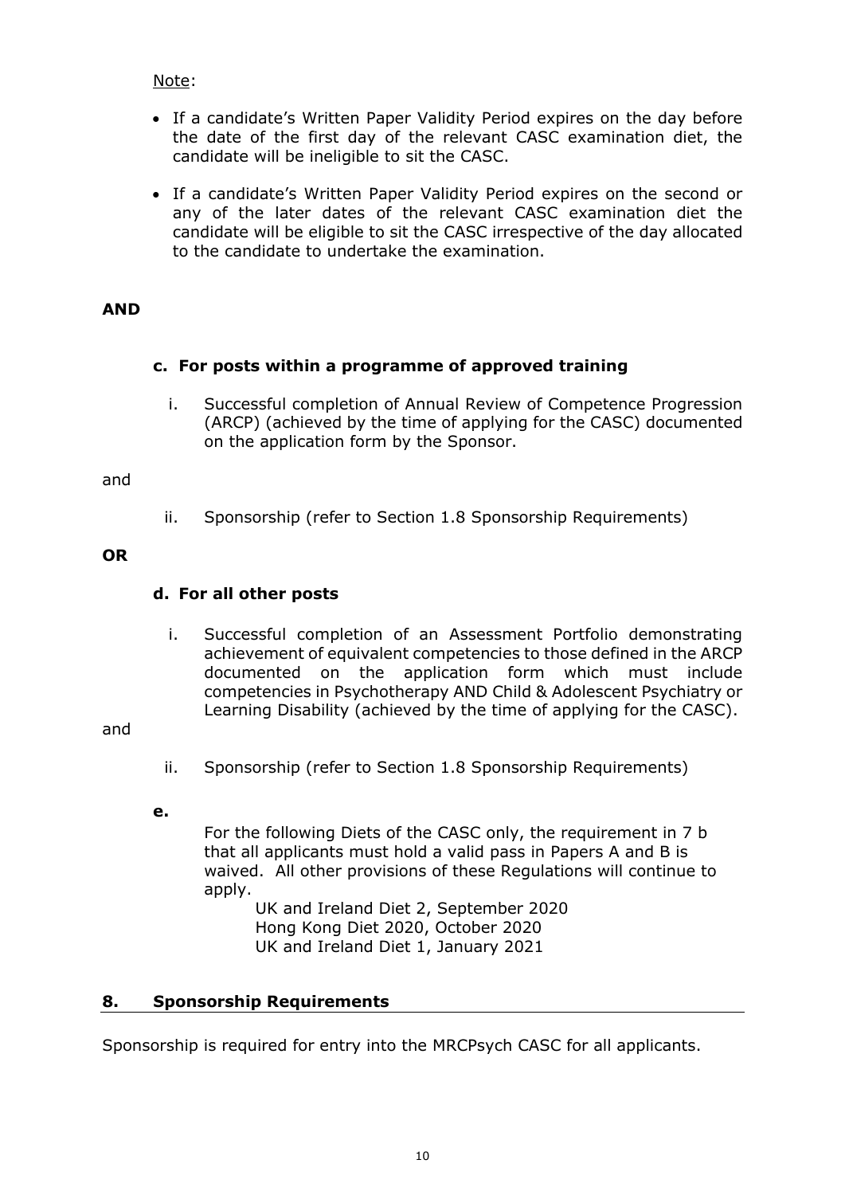Note:

- If a candidate's Written Paper Validity Period expires on the day before the date of the first day of the relevant CASC examination diet, the candidate will be ineligible to sit the CASC.
- If a candidate's Written Paper Validity Period expires on the second or any of the later dates of the relevant CASC examination diet the candidate will be eligible to sit the CASC irrespective of the day allocated to the candidate to undertake the examination.

**AND**

**c. For posts within a programme of approved training**

i. Successful completion of Annual Review of Competence Progression (ARCP) (achieved by the time of applying for the CASC) documented on the application form by the Sponsor.

and

ii. Sponsorship (refer to Section 1.8 Sponsorship Requirements)

**OR**

**d. For all other posts**

i. Successful completion of an Assessment Portfolio demonstrating achievement of equivalent competencies to those defined in the ARCP documented on the application form which must include competencies in Psychotherapy AND Child & Adolescent Psychiatry or Learning Disability (achieved by the time of applying for the CASC).

and

ii. Sponsorship (refer to Section 1.8 Sponsorship Requirements)

**e.**

For the following Diets of the CASC only, the requirement in 7 b that all applicants must hold a valid pass in Papers A and B is waived. All other provisions of these Regulations will continue to apply.

UK and Ireland Diet 2, September 2020
Hong Kong Diet 2020, October 2020
UK and Ireland Diet 1, January 2021

## 8. Sponsorship Requirements

Sponsorship is required for entry into the MRCPsych CASC for all applicants.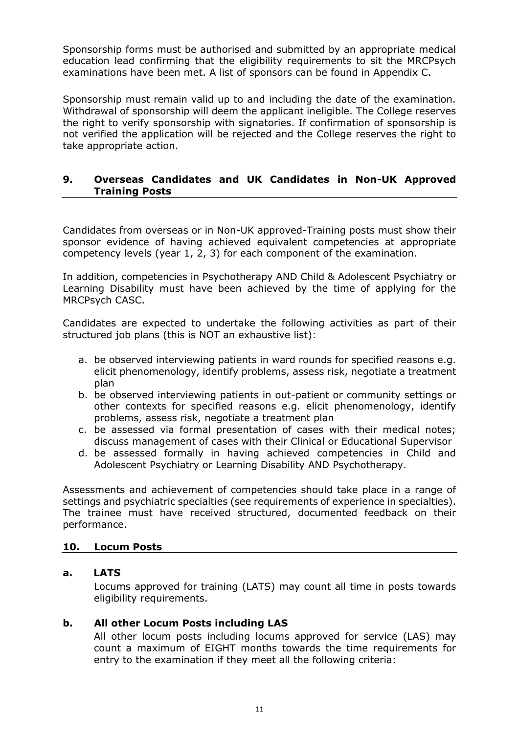Sponsorship forms must be authorised and submitted by an appropriate medical education lead confirming that the eligibility requirements to sit the MRCPsych examinations have been met. A list of sponsors can be found in Appendix C.

Sponsorship must remain valid up to and including the date of the examination. Withdrawal of sponsorship will deem the applicant ineligible. The College reserves the right to verify sponsorship with signatories. If confirmation of sponsorship is not verified the application will be rejected and the College reserves the right to take appropriate action.

## 9. Overseas Candidates and UK Candidates in Non-UK Approved Training Posts

Candidates from overseas or in Non-UK approved-Training posts must show their sponsor evidence of having achieved equivalent competencies at appropriate competency levels (year 1, 2, 3) for each component of the examination.

In addition, competencies in Psychotherapy AND Child & Adolescent Psychiatry or Learning Disability must have been achieved by the time of applying for the MRCPsych CASC.

Candidates are expected to undertake the following activities as part of their structured job plans (this is NOT an exhaustive list):

a. be observed interviewing patients in ward rounds for specified reasons e.g. elicit phenomenology, identify problems, assess risk, negotiate a treatment plan
b. be observed interviewing patients in out-patient or community settings or other contexts for specified reasons e.g. elicit phenomenology, identify problems, assess risk, negotiate a treatment plan
c. be assessed via formal presentation of cases with their medical notes; discuss management of cases with their Clinical or Educational Supervisor
d. be assessed formally in having achieved competencies in Child and Adolescent Psychiatry or Learning Disability AND Psychotherapy.

Assessments and achievement of competencies should take place in a range of settings and psychiatric specialties (see requirements of experience in specialties). The trainee must have received structured, documented feedback on their performance.

## 10. Locum Posts

### a. LATS

Locums approved for training (LATS) may count all time in posts towards eligibility requirements.

### b. All other Locum Posts including LAS

All other locum posts including locums approved for service (LAS) may count a maximum of EIGHT months towards the time requirements for entry to the examination if they meet all the following criteria: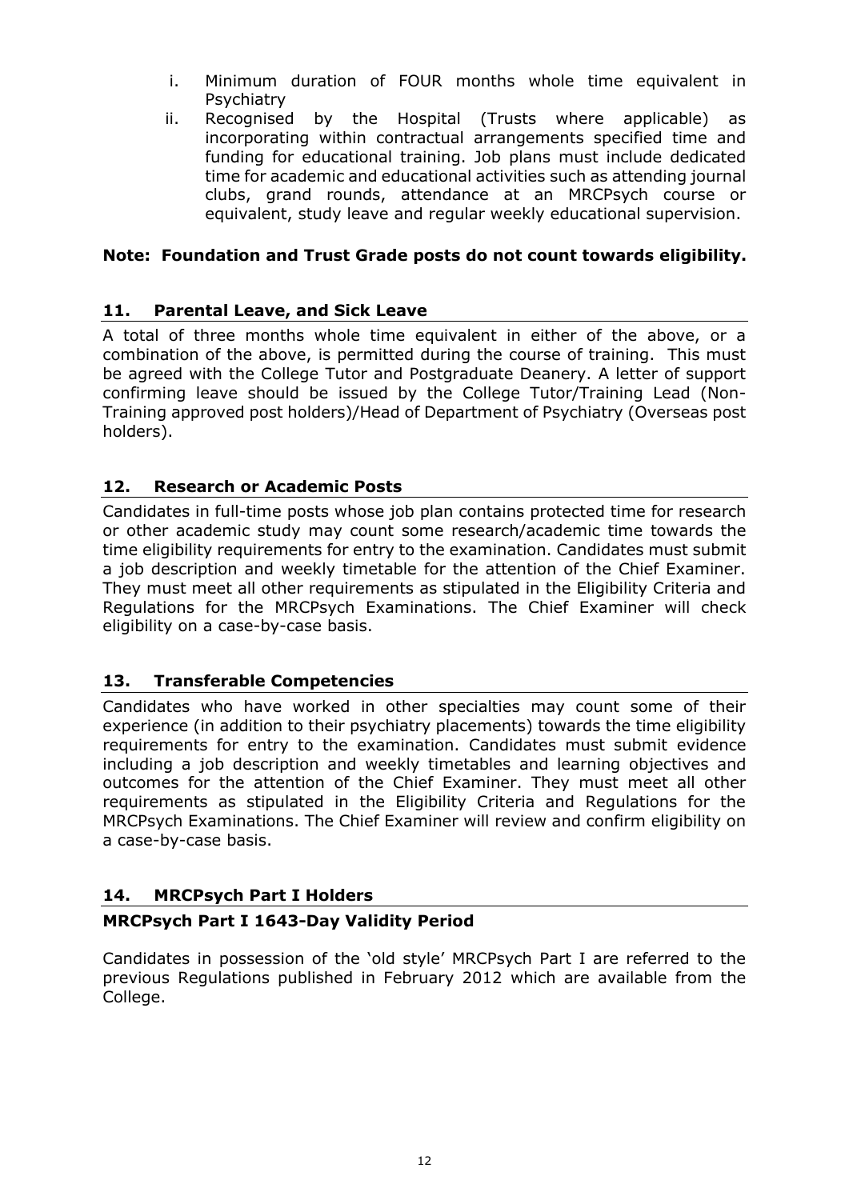i. Minimum duration of FOUR months whole time equivalent in Psychiatry
ii. Recognised by the Hospital (Trusts where applicable) as incorporating within contractual arrangements specified time and funding for educational training. Job plans must include dedicated time for academic and educational activities such as attending journal clubs, grand rounds, attendance at an MRCPsych course or equivalent, study leave and regular weekly educational supervision.

**Note: Foundation and Trust Grade posts do not count towards eligibility.**

## 11. Parental Leave, and Sick Leave

A total of three months whole time equivalent in either of the above, or a combination of the above, is permitted during the course of training. This must be agreed with the College Tutor and Postgraduate Deanery. A letter of support confirming leave should be issued by the College Tutor/Training Lead (Non-Training approved post holders)/Head of Department of Psychiatry (Overseas post holders).

## 12. Research or Academic Posts

Candidates in full-time posts whose job plan contains protected time for research or other academic study may count some research/academic time towards the time eligibility requirements for entry to the examination. Candidates must submit a job description and weekly timetable for the attention of the Chief Examiner. They must meet all other requirements as stipulated in the Eligibility Criteria and Regulations for the MRCPsych Examinations. The Chief Examiner will check eligibility on a case-by-case basis.

## 13. Transferable Competencies

Candidates who have worked in other specialties may count some of their experience (in addition to their psychiatry placements) towards the time eligibility requirements for entry to the examination. Candidates must submit evidence including a job description and weekly timetables and learning objectives and outcomes for the attention of the Chief Examiner. They must meet all other requirements as stipulated in the Eligibility Criteria and Regulations for the MRCPsych Examinations. The Chief Examiner will review and confirm eligibility on a case-by-case basis.

## 14. MRCPsych Part I Holders

### MRCPsych Part I 1643-Day Validity Period

Candidates in possession of the 'old style' MRCPsych Part I are referred to the previous Regulations published in February 2012 which are available from the College.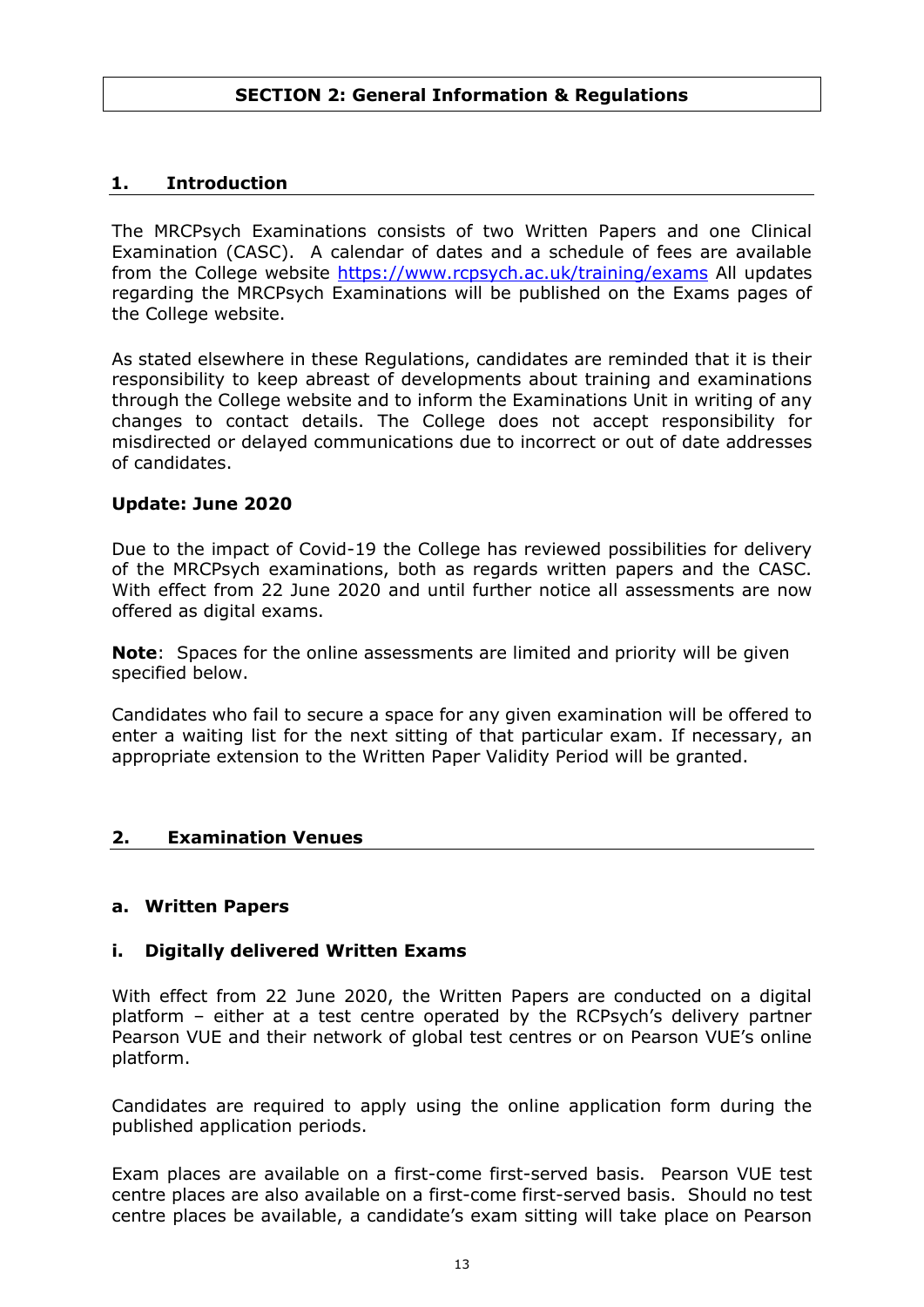## SECTION 2: General Information & Regulations

### 1. Introduction

The MRCPsych Examinations consists of two Written Papers and one Clinical Examination (CASC). A calendar of dates and a schedule of fees are available from the College website https://www.rcpsych.ac.uk/training/exams All updates regarding the MRCPsych Examinations will be published on the Exams pages of the College website.

As stated elsewhere in these Regulations, candidates are reminded that it is their responsibility to keep abreast of developments about training and examinations through the College website and to inform the Examinations Unit in writing of any changes to contact details. The College does not accept responsibility for misdirected or delayed communications due to incorrect or out of date addresses of candidates.

**Update: June 2020**

Due to the impact of Covid-19 the College has reviewed possibilities for delivery of the MRCPsych examinations, both as regards written papers and the CASC. With effect from 22 June 2020 and until further notice all assessments are now offered as digital exams.

**Note**: Spaces for the online assessments are limited and priority will be given specified below.

Candidates who fail to secure a space for any given examination will be offered to enter a waiting list for the next sitting of that particular exam. If necessary, an appropriate extension to the Written Paper Validity Period will be granted.

### 2. Examination Venues

#### a. Written Papers

#### i. Digitally delivered Written Exams

With effect from 22 June 2020, the Written Papers are conducted on a digital platform – either at a test centre operated by the RCPsych's delivery partner Pearson VUE and their network of global test centres or on Pearson VUE's online platform.

Candidates are required to apply using the online application form during the published application periods.

Exam places are available on a first-come first-served basis. Pearson VUE test centre places are also available on a first-come first-served basis. Should no test centre places be available, a candidate's exam sitting will take place on Pearson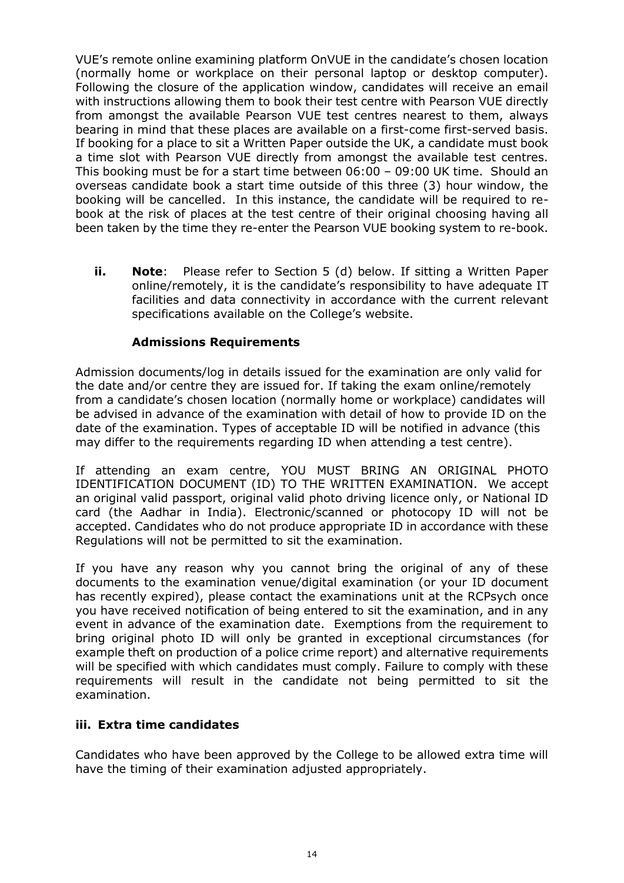VUE's remote online examining platform OnVUE in the candidate's chosen location (normally home or workplace on their personal laptop or desktop computer). Following the closure of the application window, candidates will receive an email with instructions allowing them to book their test centre with Pearson VUE directly from amongst the available Pearson VUE test centres nearest to them, always bearing in mind that these places are available on a first-come first-served basis. If booking for a place to sit a Written Paper outside the UK, a candidate must book a time slot with Pearson VUE directly from amongst the available test centres. This booking must be for a start time between 06:00 – 09:00 UK time. Should an overseas candidate book a start time outside of this three (3) hour window, the booking will be cancelled. In this instance, the candidate will be required to re-book at the risk of places at the test centre of their original choosing having all been taken by the time they re-enter the Pearson VUE booking system to re-book.

**ii. Note**: Please refer to Section 5 (d) below. If sitting a Written Paper online/remotely, it is the candidate's responsibility to have adequate IT facilities and data connectivity in accordance with the current relevant specifications available on the College's website.

**Admissions Requirements**

Admission documents/log in details issued for the examination are only valid for the date and/or centre they are issued for. If taking the exam online/remotely from a candidate's chosen location (normally home or workplace) candidates will be advised in advance of the examination with detail of how to provide ID on the date of the examination. Types of acceptable ID will be notified in advance (this may differ to the requirements regarding ID when attending a test centre).

If attending an exam centre, YOU MUST BRING AN ORIGINAL PHOTO IDENTIFICATION DOCUMENT (ID) TO THE WRITTEN EXAMINATION. We accept an original valid passport, original valid photo driving licence only, or National ID card (the Aadhar in India). Electronic/scanned or photocopy ID will not be accepted. Candidates who do not produce appropriate ID in accordance with these Regulations will not be permitted to sit the examination.

If you have any reason why you cannot bring the original of any of these documents to the examination venue/digital examination (or your ID document has recently expired), please contact the examinations unit at the RCPsych once you have received notification of being entered to sit the examination, and in any event in advance of the examination date. Exemptions from the requirement to bring original photo ID will only be granted in exceptional circumstances (for example theft on production of a police crime report) and alternative requirements will be specified with which candidates must comply. Failure to comply with these requirements will result in the candidate not being permitted to sit the examination.

**iii. Extra time candidates**

Candidates who have been approved by the College to be allowed extra time will have the timing of their examination adjusted appropriately.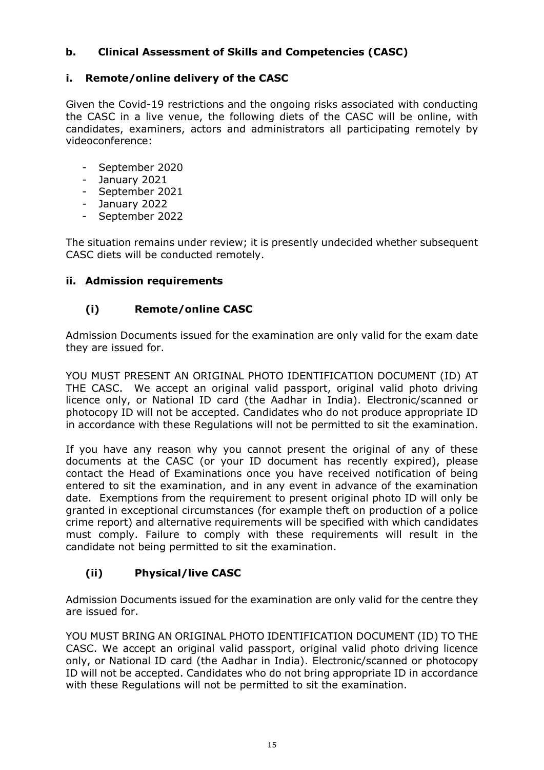## b. Clinical Assessment of Skills and Competencies (CASC)

### i. Remote/online delivery of the CASC

Given the Covid-19 restrictions and the ongoing risks associated with conducting the CASC in a live venue, the following diets of the CASC will be online, with candidates, examiners, actors and administrators all participating remotely by videoconference:

- September 2020
- January 2021
- September 2021
- January 2022
- September 2022

The situation remains under review; it is presently undecided whether subsequent CASC diets will be conducted remotely.

### ii. Admission requirements

#### (i) Remote/online CASC

Admission Documents issued for the examination are only valid for the exam date they are issued for.

YOU MUST PRESENT AN ORIGINAL PHOTO IDENTIFICATION DOCUMENT (ID) AT THE CASC. We accept an original valid passport, original valid photo driving licence only, or National ID card (the Aadhar in India). Electronic/scanned or photocopy ID will not be accepted. Candidates who do not produce appropriate ID in accordance with these Regulations will not be permitted to sit the examination.

If you have any reason why you cannot present the original of any of these documents at the CASC (or your ID document has recently expired), please contact the Head of Examinations once you have received notification of being entered to sit the examination, and in any event in advance of the examination date. Exemptions from the requirement to present original photo ID will only be granted in exceptional circumstances (for example theft on production of a police crime report) and alternative requirements will be specified with which candidates must comply. Failure to comply with these requirements will result in the candidate not being permitted to sit the examination.

#### (ii) Physical/live CASC

Admission Documents issued for the examination are only valid for the centre they are issued for.

YOU MUST BRING AN ORIGINAL PHOTO IDENTIFICATION DOCUMENT (ID) TO THE CASC. We accept an original valid passport, original valid photo driving licence only, or National ID card (the Aadhar in India). Electronic/scanned or photocopy ID will not be accepted. Candidates who do not bring appropriate ID in accordance with these Regulations will not be permitted to sit the examination.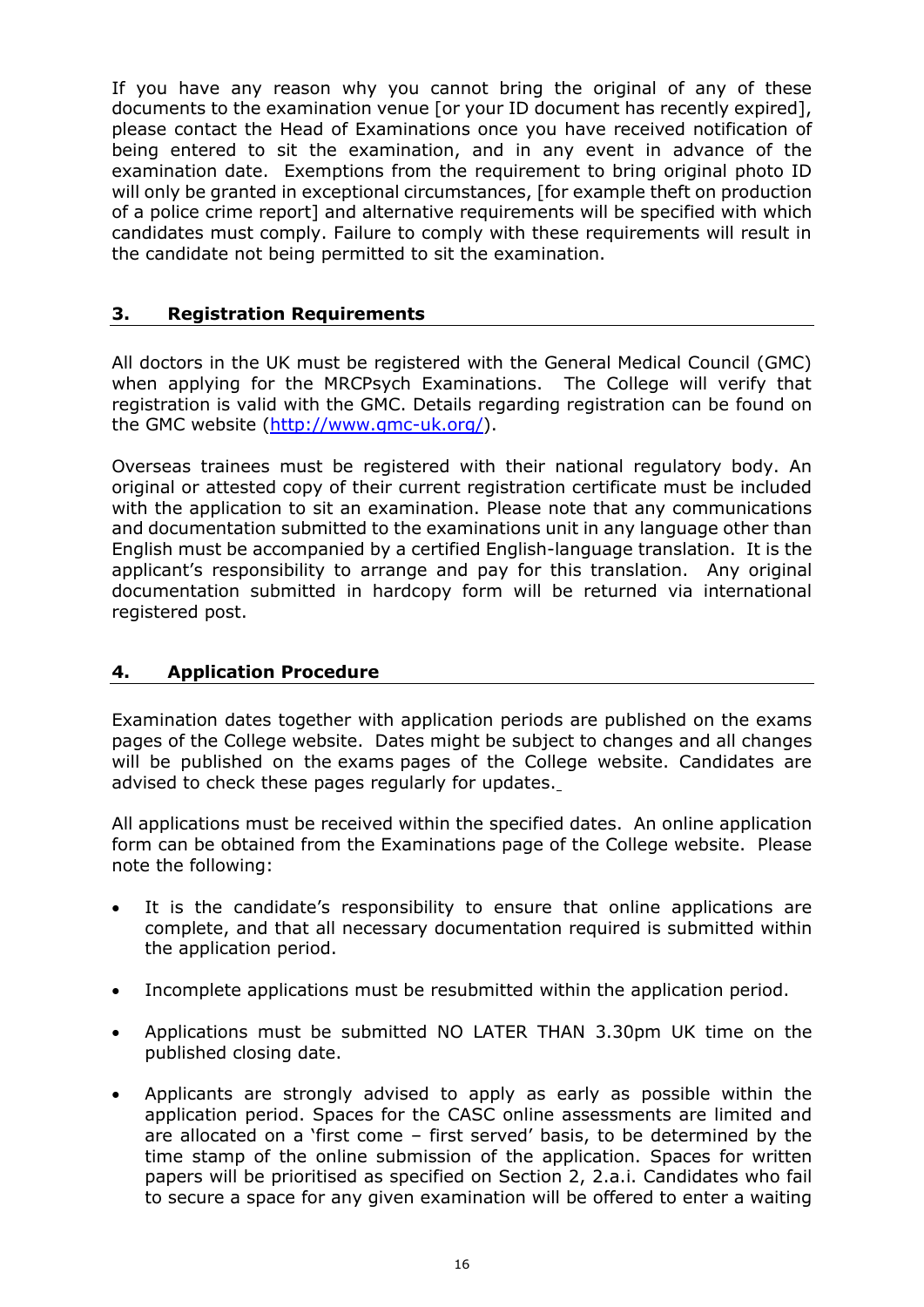If you have any reason why you cannot bring the original of any of these documents to the examination venue [or your ID document has recently expired], please contact the Head of Examinations once you have received notification of being entered to sit the examination, and in any event in advance of the examination date. Exemptions from the requirement to bring original photo ID will only be granted in exceptional circumstances, [for example theft on production of a police crime report] and alternative requirements will be specified with which candidates must comply. Failure to comply with these requirements will result in the candidate not being permitted to sit the examination.

## 3. Registration Requirements

All doctors in the UK must be registered with the General Medical Council (GMC) when applying for the MRCPsych Examinations. The College will verify that registration is valid with the GMC. Details regarding registration can be found on the GMC website (http://www.gmc-uk.org/).

Overseas trainees must be registered with their national regulatory body. An original or attested copy of their current registration certificate must be included with the application to sit an examination. Please note that any communications and documentation submitted to the examinations unit in any language other than English must be accompanied by a certified English-language translation. It is the applicant's responsibility to arrange and pay for this translation. Any original documentation submitted in hardcopy form will be returned via international registered post.

## 4. Application Procedure

Examination dates together with application periods are published on the exams pages of the College website. Dates might be subject to changes and all changes will be published on the exams pages of the College website. Candidates are advised to check these pages regularly for updates.

All applications must be received within the specified dates. An online application form can be obtained from the Examinations page of the College website. Please note the following:

- It is the candidate's responsibility to ensure that online applications are complete, and that all necessary documentation required is submitted within the application period.
- Incomplete applications must be resubmitted within the application period.
- Applications must be submitted NO LATER THAN 3.30pm UK time on the published closing date.
- Applicants are strongly advised to apply as early as possible within the application period. Spaces for the CASC online assessments are limited and are allocated on a 'first come – first served' basis, to be determined by the time stamp of the online submission of the application. Spaces for written papers will be prioritised as specified on Section 2, 2.a.i. Candidates who fail to secure a space for any given examination will be offered to enter a waiting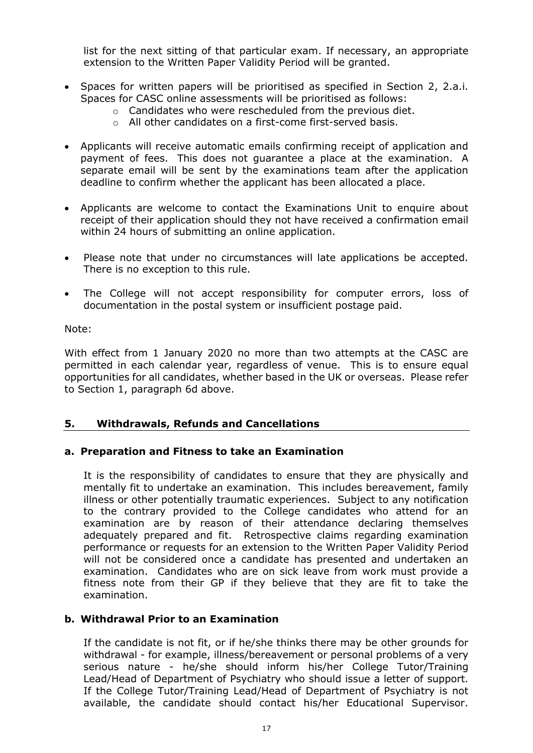list for the next sitting of that particular exam. If necessary, an appropriate extension to the Written Paper Validity Period will be granted.

- Spaces for written papers will be prioritised as specified in Section 2, 2.a.i. Spaces for CASC online assessments will be prioritised as follows:
    - Candidates who were rescheduled from the previous diet.
    - All other candidates on a first-come first-served basis.

- Applicants will receive automatic emails confirming receipt of application and payment of fees. This does not guarantee a place at the examination. A separate email will be sent by the examinations team after the application deadline to confirm whether the applicant has been allocated a place.

- Applicants are welcome to contact the Examinations Unit to enquire about receipt of their application should they not have received a confirmation email within 24 hours of submitting an online application.

- Please note that under no circumstances will late applications be accepted. There is no exception to this rule.

- The College will not accept responsibility for computer errors, loss of documentation in the postal system or insufficient postage paid.

Note:

With effect from 1 January 2020 no more than two attempts at the CASC are permitted in each calendar year, regardless of venue. This is to ensure equal opportunities for all candidates, whether based in the UK or overseas. Please refer to Section 1, paragraph 6d above.

## 5. Withdrawals, Refunds and Cancellations

### a. Preparation and Fitness to take an Examination

It is the responsibility of candidates to ensure that they are physically and mentally fit to undertake an examination. This includes bereavement, family illness or other potentially traumatic experiences. Subject to any notification to the contrary provided to the College candidates who attend for an examination are by reason of their attendance declaring themselves adequately prepared and fit. Retrospective claims regarding examination performance or requests for an extension to the Written Paper Validity Period will not be considered once a candidate has presented and undertaken an examination. Candidates who are on sick leave from work must provide a fitness note from their GP if they believe that they are fit to take the examination.

### b. Withdrawal Prior to an Examination

If the candidate is not fit, or if he/she thinks there may be other grounds for withdrawal - for example, illness/bereavement or personal problems of a very serious nature - he/she should inform his/her College Tutor/Training Lead/Head of Department of Psychiatry who should issue a letter of support. If the College Tutor/Training Lead/Head of Department of Psychiatry is not available, the candidate should contact his/her Educational Supervisor.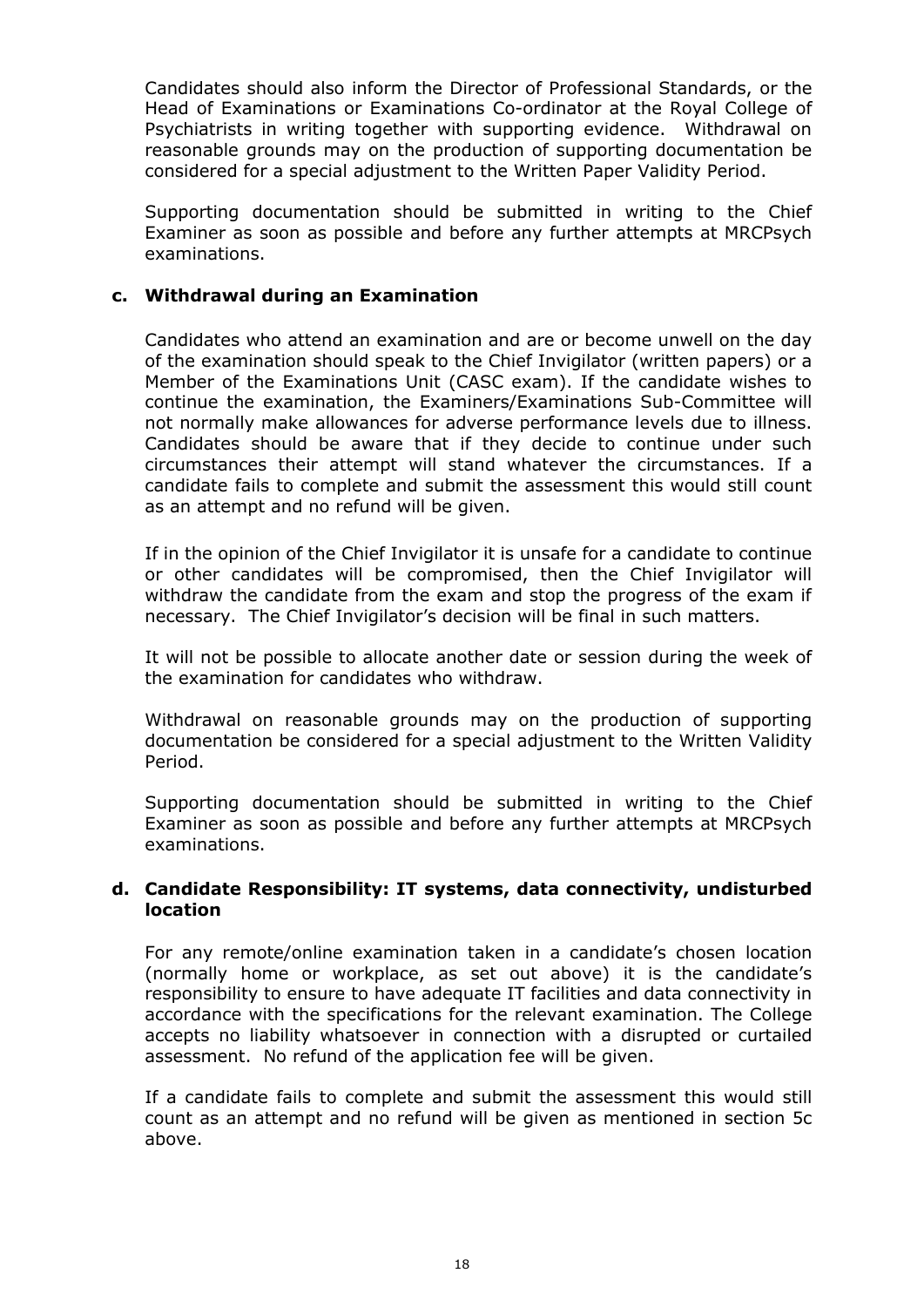Candidates should also inform the Director of Professional Standards, or the Head of Examinations or Examinations Co-ordinator at the Royal College of Psychiatrists in writing together with supporting evidence. Withdrawal on reasonable grounds may on the production of supporting documentation be considered for a special adjustment to the Written Paper Validity Period.

Supporting documentation should be submitted in writing to the Chief Examiner as soon as possible and before any further attempts at MRCPsych examinations.

### c. Withdrawal during an Examination

Candidates who attend an examination and are or become unwell on the day of the examination should speak to the Chief Invigilator (written papers) or a Member of the Examinations Unit (CASC exam). If the candidate wishes to continue the examination, the Examiners/Examinations Sub-Committee will not normally make allowances for adverse performance levels due to illness. Candidates should be aware that if they decide to continue under such circumstances their attempt will stand whatever the circumstances. If a candidate fails to complete and submit the assessment this would still count as an attempt and no refund will be given.

If in the opinion of the Chief Invigilator it is unsafe for a candidate to continue or other candidates will be compromised, then the Chief Invigilator will withdraw the candidate from the exam and stop the progress of the exam if necessary. The Chief Invigilator's decision will be final in such matters.

It will not be possible to allocate another date or session during the week of the examination for candidates who withdraw.

Withdrawal on reasonable grounds may on the production of supporting documentation be considered for a special adjustment to the Written Validity Period.

Supporting documentation should be submitted in writing to the Chief Examiner as soon as possible and before any further attempts at MRCPsych examinations.

### d. Candidate Responsibility: IT systems, data connectivity, undisturbed location

For any remote/online examination taken in a candidate's chosen location (normally home or workplace, as set out above) it is the candidate's responsibility to ensure to have adequate IT facilities and data connectivity in accordance with the specifications for the relevant examination. The College accepts no liability whatsoever in connection with a disrupted or curtailed assessment. No refund of the application fee will be given.

If a candidate fails to complete and submit the assessment this would still count as an attempt and no refund will be given as mentioned in section 5c above.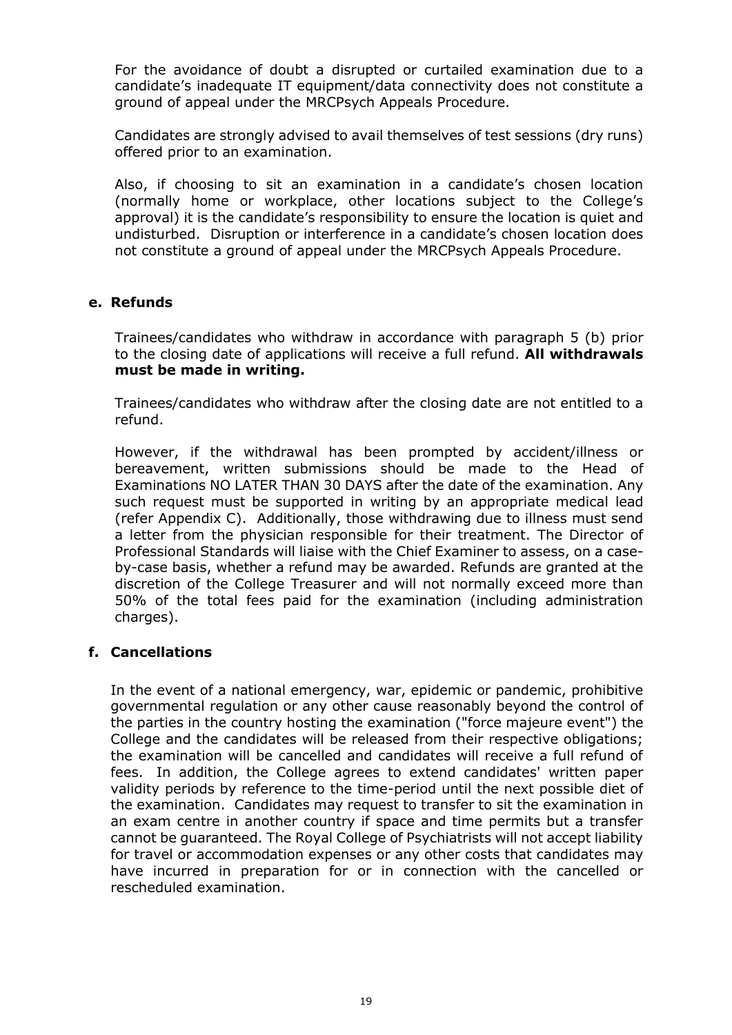For the avoidance of doubt a disrupted or curtailed examination due to a candidate's inadequate IT equipment/data connectivity does not constitute a ground of appeal under the MRCPsych Appeals Procedure.

Candidates are strongly advised to avail themselves of test sessions (dry runs) offered prior to an examination.

Also, if choosing to sit an examination in a candidate's chosen location (normally home or workplace, other locations subject to the College's approval) it is the candidate's responsibility to ensure the location is quiet and undisturbed. Disruption or interference in a candidate's chosen location does not constitute a ground of appeal under the MRCPsych Appeals Procedure.

### e. Refunds

Trainees/candidates who withdraw in accordance with paragraph 5 (b) prior to the closing date of applications will receive a full refund. **All withdrawals must be made in writing.**

Trainees/candidates who withdraw after the closing date are not entitled to a refund.

However, if the withdrawal has been prompted by accident/illness or bereavement, written submissions should be made to the Head of Examinations NO LATER THAN 30 DAYS after the date of the examination. Any such request must be supported in writing by an appropriate medical lead (refer Appendix C). Additionally, those withdrawing due to illness must send a letter from the physician responsible for their treatment. The Director of Professional Standards will liaise with the Chief Examiner to assess, on a case-by-case basis, whether a refund may be awarded. Refunds are granted at the discretion of the College Treasurer and will not normally exceed more than 50% of the total fees paid for the examination (including administration charges).

### f. Cancellations

In the event of a national emergency, war, epidemic or pandemic, prohibitive governmental regulation or any other cause reasonably beyond the control of the parties in the country hosting the examination ("force majeure event") the College and the candidates will be released from their respective obligations; the examination will be cancelled and candidates will receive a full refund of fees. In addition, the College agrees to extend candidates' written paper validity periods by reference to the time-period until the next possible diet of the examination. Candidates may request to transfer to sit the examination in an exam centre in another country if space and time permits but a transfer cannot be guaranteed. The Royal College of Psychiatrists will not accept liability for travel or accommodation expenses or any other costs that candidates may have incurred in preparation for or in connection with the cancelled or rescheduled examination.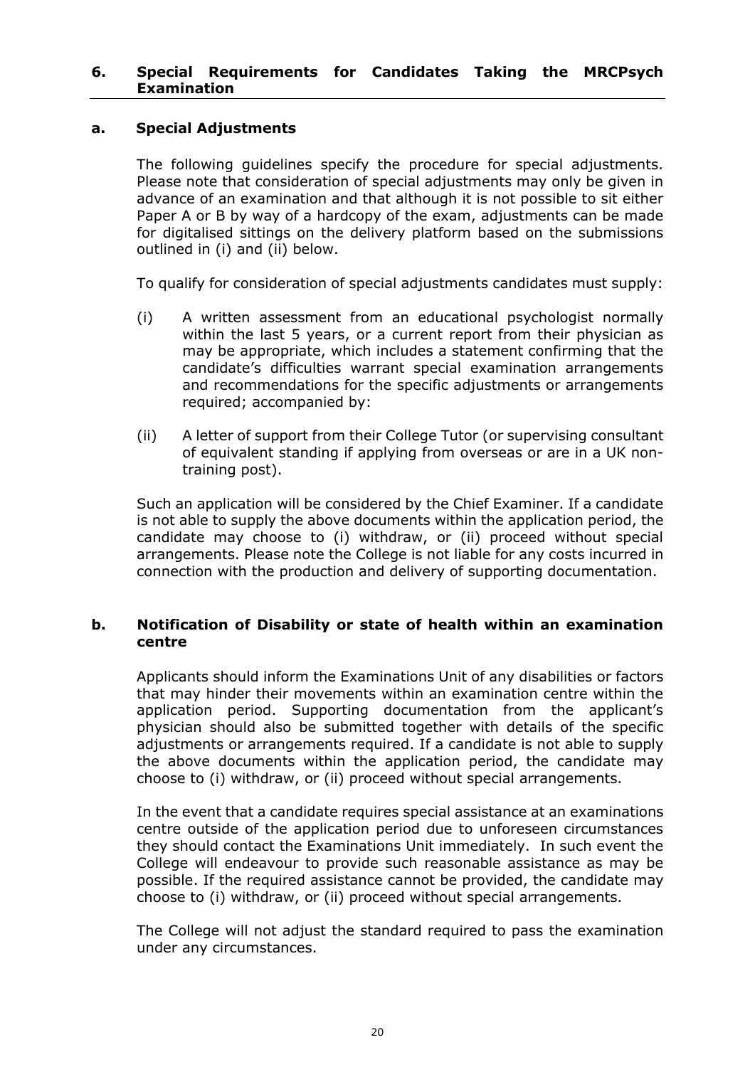## 6. Special Requirements for Candidates Taking the MRCPsych Examination

### a. Special Adjustments

The following guidelines specify the procedure for special adjustments. Please note that consideration of special adjustments may only be given in advance of an examination and that although it is not possible to sit either Paper A or B by way of a hardcopy of the exam, adjustments can be made for digitalised sittings on the delivery platform based on the submissions outlined in (i) and (ii) below.

To qualify for consideration of special adjustments candidates must supply:

(i) A written assessment from an educational psychologist normally within the last 5 years, or a current report from their physician as may be appropriate, which includes a statement confirming that the candidate's difficulties warrant special examination arrangements and recommendations for the specific adjustments or arrangements required; accompanied by:

(ii) A letter of support from their College Tutor (or supervising consultant of equivalent standing if applying from overseas or are in a UK non-training post).

Such an application will be considered by the Chief Examiner. If a candidate is not able to supply the above documents within the application period, the candidate may choose to (i) withdraw, or (ii) proceed without special arrangements. Please note the College is not liable for any costs incurred in connection with the production and delivery of supporting documentation.

### b. Notification of Disability or state of health within an examination centre

Applicants should inform the Examinations Unit of any disabilities or factors that may hinder their movements within an examination centre within the application period. Supporting documentation from the applicant's physician should also be submitted together with details of the specific adjustments or arrangements required. If a candidate is not able to supply the above documents within the application period, the candidate may choose to (i) withdraw, or (ii) proceed without special arrangements.

In the event that a candidate requires special assistance at an examinations centre outside of the application period due to unforeseen circumstances they should contact the Examinations Unit immediately. In such event the College will endeavour to provide such reasonable assistance as may be possible. If the required assistance cannot be provided, the candidate may choose to (i) withdraw, or (ii) proceed without special arrangements.

The College will not adjust the standard required to pass the examination under any circumstances.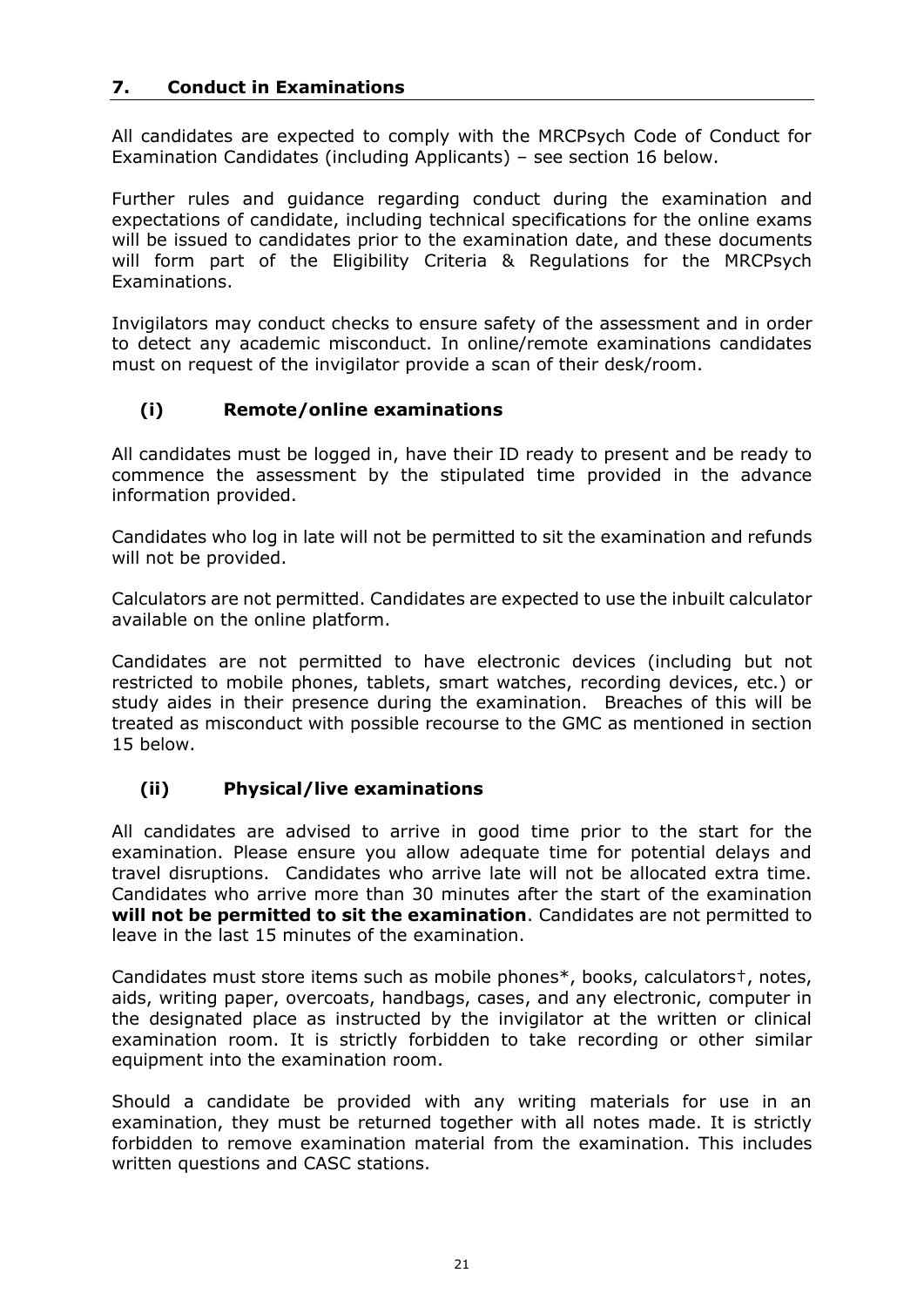## 7. Conduct in Examinations

All candidates are expected to comply with the MRCPsych Code of Conduct for Examination Candidates (including Applicants) – see section 16 below.

Further rules and guidance regarding conduct during the examination and expectations of candidate, including technical specifications for the online exams will be issued to candidates prior to the examination date, and these documents will form part of the Eligibility Criteria & Regulations for the MRCPsych Examinations.

Invigilators may conduct checks to ensure safety of the assessment and in order to detect any academic misconduct. In online/remote examinations candidates must on request of the invigilator provide a scan of their desk/room.

### (i) Remote/online examinations

All candidates must be logged in, have their ID ready to present and be ready to commence the assessment by the stipulated time provided in the advance information provided.

Candidates who log in late will not be permitted to sit the examination and refunds will not be provided.

Calculators are not permitted. Candidates are expected to use the inbuilt calculator available on the online platform.

Candidates are not permitted to have electronic devices (including but not restricted to mobile phones, tablets, smart watches, recording devices, etc.) or study aides in their presence during the examination. Breaches of this will be treated as misconduct with possible recourse to the GMC as mentioned in section 15 below.

### (ii) Physical/live examinations

All candidates are advised to arrive in good time prior to the start for the examination. Please ensure you allow adequate time for potential delays and travel disruptions. Candidates who arrive late will not be allocated extra time. Candidates who arrive more than 30 minutes after the start of the examination **will not be permitted to sit the examination**. Candidates are not permitted to leave in the last 15 minutes of the examination.

Candidates must store items such as mobile phones*, books, calculators†, notes, aids, writing paper, overcoats, handbags, cases, and any electronic, computer in the designated place as instructed by the invigilator at the written or clinical examination room. It is strictly forbidden to take recording or other similar equipment into the examination room.

Should a candidate be provided with any writing materials for use in an examination, they must be returned together with all notes made. It is strictly forbidden to remove examination material from the examination. This includes written questions and CASC stations.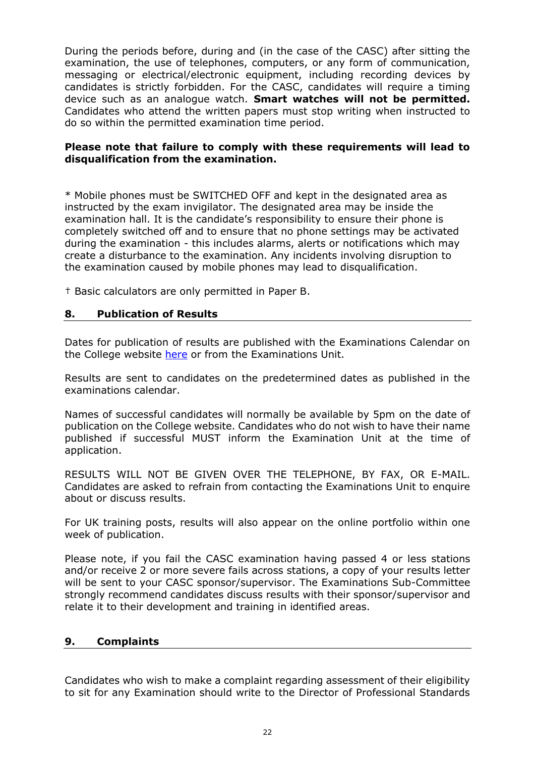During the periods before, during and (in the case of the CASC) after sitting the examination, the use of telephones, computers, or any form of communication, messaging or electrical/electronic equipment, including recording devices by candidates is strictly forbidden. For the CASC, candidates will require a timing device such as an analogue watch. **Smart watches will not be permitted.** Candidates who attend the written papers must stop writing when instructed to do so within the permitted examination time period.

**Please note that failure to comply with these requirements will lead to disqualification from the examination.**

* Mobile phones must be SWITCHED OFF and kept in the designated area as instructed by the exam invigilator. The designated area may be inside the examination hall. It is the candidate's responsibility to ensure their phone is completely switched off and to ensure that no phone settings may be activated during the examination - this includes alarms, alerts or notifications which may create a disturbance to the examination. Any incidents involving disruption to the examination caused by mobile phones may lead to disqualification.

† Basic calculators are only permitted in Paper B.

## 8. Publication of Results

Dates for publication of results are published with the Examinations Calendar on the College website here or from the Examinations Unit.

Results are sent to candidates on the predetermined dates as published in the examinations calendar.

Names of successful candidates will normally be available by 5pm on the date of publication on the College website. Candidates who do not wish to have their name published if successful MUST inform the Examination Unit at the time of application.

RESULTS WILL NOT BE GIVEN OVER THE TELEPHONE, BY FAX, OR E-MAIL. Candidates are asked to refrain from contacting the Examinations Unit to enquire about or discuss results.

For UK training posts, results will also appear on the online portfolio within one week of publication.

Please note, if you fail the CASC examination having passed 4 or less stations and/or receive 2 or more severe fails across stations, a copy of your results letter will be sent to your CASC sponsor/supervisor. The Examinations Sub-Committee strongly recommend candidates discuss results with their sponsor/supervisor and relate it to their development and training in identified areas.

## 9. Complaints

Candidates who wish to make a complaint regarding assessment of their eligibility to sit for any Examination should write to the Director of Professional Standards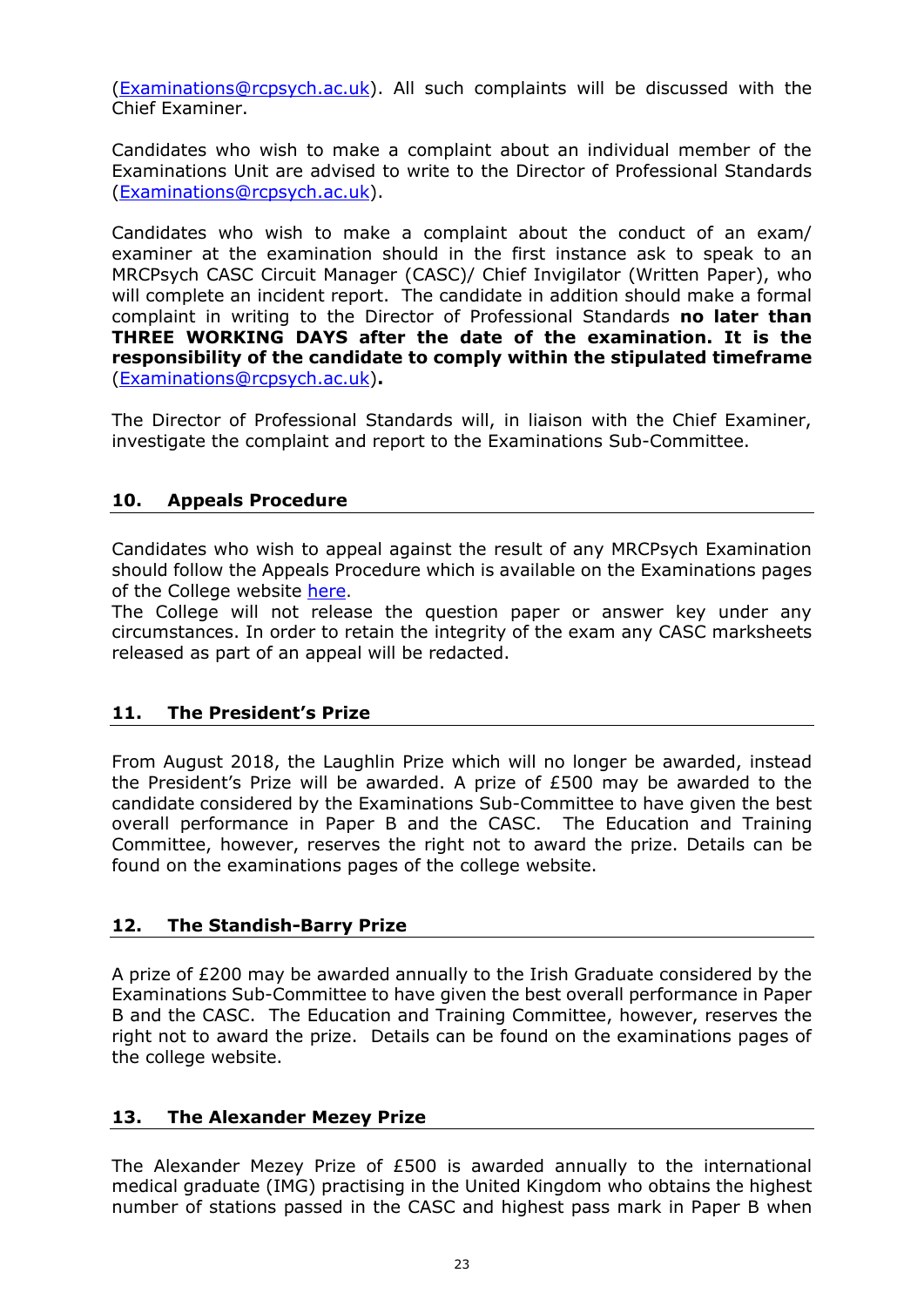(Examinations@rcpsych.ac.uk). All such complaints will be discussed with the Chief Examiner.

Candidates who wish to make a complaint about an individual member of the Examinations Unit are advised to write to the Director of Professional Standards (Examinations@rcpsych.ac.uk).

Candidates who wish to make a complaint about the conduct of an exam/ examiner at the examination should in the first instance ask to speak to an MRCPsych CASC Circuit Manager (CASC)/ Chief Invigilator (Written Paper), who will complete an incident report. The candidate in addition should make a formal complaint in writing to the Director of Professional Standards **no later than THREE WORKING DAYS after the date of the examination. It is the responsibility of the candidate to comply within the stipulated timeframe** (Examinations@rcpsych.ac.uk)**.**

The Director of Professional Standards will, in liaison with the Chief Examiner, investigate the complaint and report to the Examinations Sub-Committee.

## 10. Appeals Procedure

Candidates who wish to appeal against the result of any MRCPsych Examination should follow the Appeals Procedure which is available on the Examinations pages of the College website here.
The College will not release the question paper or answer key under any circumstances. In order to retain the integrity of the exam any CASC marksheets released as part of an appeal will be redacted.

## 11. The President's Prize

From August 2018, the Laughlin Prize which will no longer be awarded, instead the President's Prize will be awarded. A prize of £500 may be awarded to the candidate considered by the Examinations Sub-Committee to have given the best overall performance in Paper B and the CASC. The Education and Training Committee, however, reserves the right not to award the prize. Details can be found on the examinations pages of the college website.

## 12. The Standish-Barry Prize

A prize of £200 may be awarded annually to the Irish Graduate considered by the Examinations Sub-Committee to have given the best overall performance in Paper B and the CASC. The Education and Training Committee, however, reserves the right not to award the prize. Details can be found on the examinations pages of the college website.

## 13. The Alexander Mezey Prize

The Alexander Mezey Prize of £500 is awarded annually to the international medical graduate (IMG) practising in the United Kingdom who obtains the highest number of stations passed in the CASC and highest pass mark in Paper B when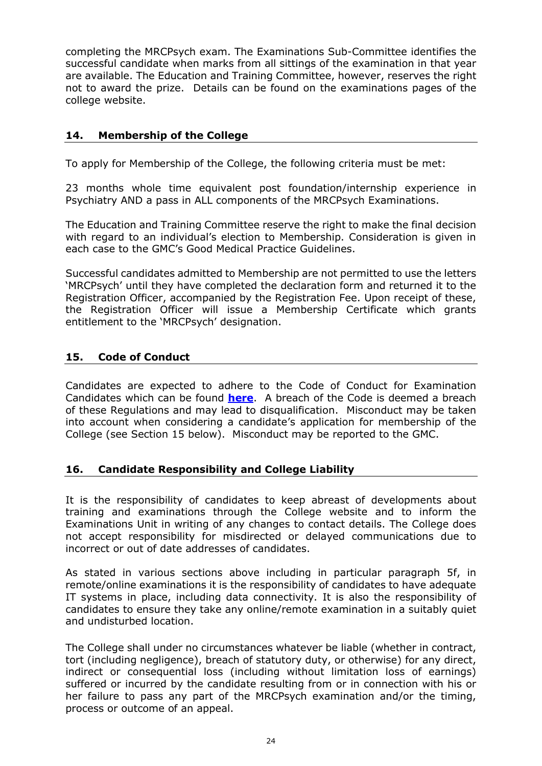completing the MRCPsych exam. The Examinations Sub-Committee identifies the successful candidate when marks from all sittings of the examination in that year are available. The Education and Training Committee, however, reserves the right not to award the prize. Details can be found on the examinations pages of the college website.

## 14. Membership of the College

To apply for Membership of the College, the following criteria must be met:

23 months whole time equivalent post foundation/internship experience in Psychiatry AND a pass in ALL components of the MRCPsych Examinations.

The Education and Training Committee reserve the right to make the final decision with regard to an individual's election to Membership. Consideration is given in each case to the GMC's Good Medical Practice Guidelines.

Successful candidates admitted to Membership are not permitted to use the letters 'MRCPsych' until they have completed the declaration form and returned it to the Registration Officer, accompanied by the Registration Fee. Upon receipt of these, the Registration Officer will issue a Membership Certificate which grants entitlement to the 'MRCPsych' designation.

## 15. Code of Conduct

Candidates are expected to adhere to the Code of Conduct for Examination Candidates which can be found **here**. A breach of the Code is deemed a breach of these Regulations and may lead to disqualification. Misconduct may be taken into account when considering a candidate's application for membership of the College (see Section 15 below). Misconduct may be reported to the GMC.

## 16. Candidate Responsibility and College Liability

It is the responsibility of candidates to keep abreast of developments about training and examinations through the College website and to inform the Examinations Unit in writing of any changes to contact details. The College does not accept responsibility for misdirected or delayed communications due to incorrect or out of date addresses of candidates.

As stated in various sections above including in particular paragraph 5f, in remote/online examinations it is the responsibility of candidates to have adequate IT systems in place, including data connectivity. It is also the responsibility of candidates to ensure they take any online/remote examination in a suitably quiet and undisturbed location.

The College shall under no circumstances whatever be liable (whether in contract, tort (including negligence), breach of statutory duty, or otherwise) for any direct, indirect or consequential loss (including without limitation loss of earnings) suffered or incurred by the candidate resulting from or in connection with his or her failure to pass any part of the MRCPsych examination and/or the timing, process or outcome of an appeal.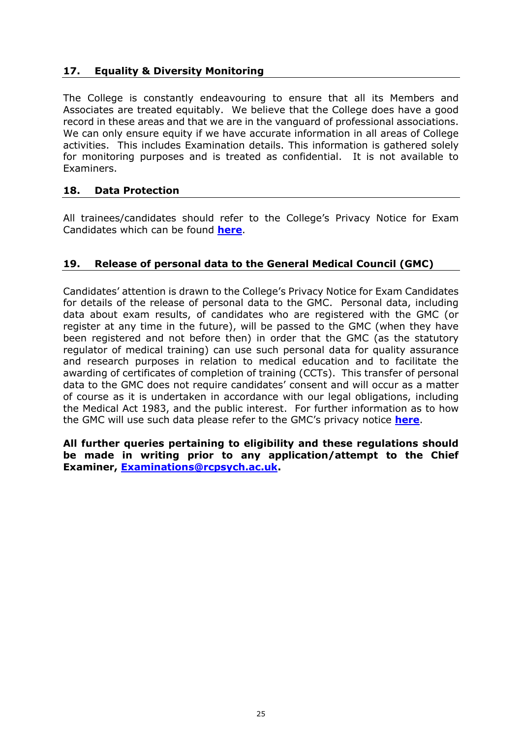## 17. Equality & Diversity Monitoring

The College is constantly endeavouring to ensure that all its Members and Associates are treated equitably. We believe that the College does have a good record in these areas and that we are in the vanguard of professional associations. We can only ensure equity if we have accurate information in all areas of College activities. This includes Examination details. This information is gathered solely for monitoring purposes and is treated as confidential. It is not available to Examiners.

## 18. Data Protection

All trainees/candidates should refer to the College's Privacy Notice for Exam Candidates which can be found **here**.

## 19. Release of personal data to the General Medical Council (GMC)

Candidates' attention is drawn to the College's Privacy Notice for Exam Candidates for details of the release of personal data to the GMC. Personal data, including data about exam results, of candidates who are registered with the GMC (or register at any time in the future), will be passed to the GMC (when they have been registered and not before then) in order that the GMC (as the statutory regulator of medical training) can use such personal data for quality assurance and research purposes in relation to medical education and to facilitate the awarding of certificates of completion of training (CCTs). This transfer of personal data to the GMC does not require candidates' consent and will occur as a matter of course as it is undertaken in accordance with our legal obligations, including the Medical Act 1983, and the public interest. For further information as to how the GMC will use such data please refer to the GMC's privacy notice **here**.

**All further queries pertaining to eligibility and these regulations should be made in writing prior to any application/attempt to the Chief Examiner, Examinations@rcpsych.ac.uk.**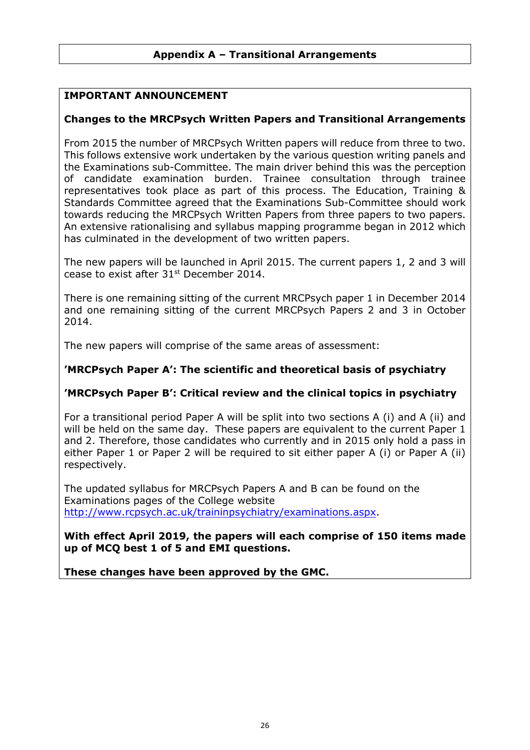## Appendix A – Transitional Arrangements

**IMPORTANT ANNOUNCEMENT**

**Changes to the MRCPsych Written Papers and Transitional Arrangements**

From 2015 the number of MRCPsych Written papers will reduce from three to two. This follows extensive work undertaken by the various question writing panels and the Examinations sub-Committee. The main driver behind this was the perception of candidate examination burden. Trainee consultation through trainee representatives took place as part of this process. The Education, Training & Standards Committee agreed that the Examinations Sub-Committee should work towards reducing the MRCPsych Written Papers from three papers to two papers. An extensive rationalising and syllabus mapping programme began in 2012 which has culminated in the development of two written papers.

The new papers will be launched in April 2015. The current papers 1, 2 and 3 will cease to exist after 31st December 2014.

There is one remaining sitting of the current MRCPsych paper 1 in December 2014 and one remaining sitting of the current MRCPsych Papers 2 and 3 in October 2014.

The new papers will comprise of the same areas of assessment:

**'MRCPsych Paper A': The scientific and theoretical basis of psychiatry**

**'MRCPsych Paper B': Critical review and the clinical topics in psychiatry**

For a transitional period Paper A will be split into two sections A (i) and A (ii) and will be held on the same day. These papers are equivalent to the current Paper 1 and 2. Therefore, those candidates who currently and in 2015 only hold a pass in either Paper 1 or Paper 2 will be required to sit either paper A (i) or Paper A (ii) respectively.

The updated syllabus for MRCPsych Papers A and B can be found on the Examinations pages of the College website http://www.rcpsych.ac.uk/traininpsychiatry/examinations.aspx.

**With effect April 2019, the papers will each comprise of 150 items made up of MCQ best 1 of 5 and EMI questions.**

**These changes have been approved by the GMC.**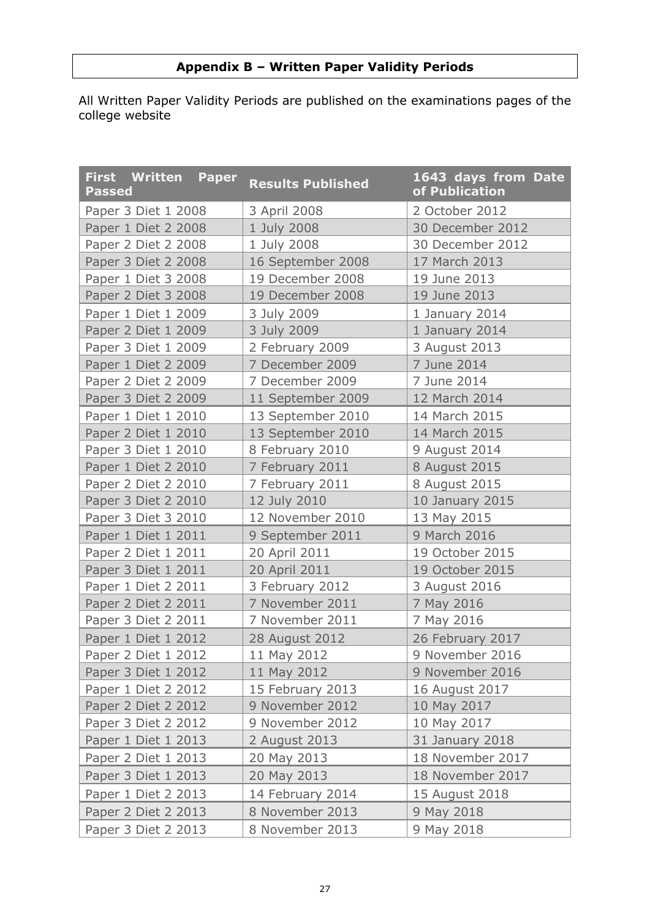## Appendix B – Written Paper Validity Periods

All Written Paper Validity Periods are published on the examinations pages of the college website

| First Written Paper Passed | Results Published | 1643 days from Date of Publication |
|---|---|---|
| Paper 3 Diet 1 2008 | 3 April 2008 | 2 October 2012 |
| Paper 1 Diet 2 2008 | 1 July 2008 | 30 December 2012 |
| Paper 2 Diet 2 2008 | 1 July 2008 | 30 December 2012 |
| Paper 3 Diet 2 2008 | 16 September 2008 | 17 March 2013 |
| Paper 1 Diet 3 2008 | 19 December 2008 | 19 June 2013 |
| Paper 2 Diet 3 2008 | 19 December 2008 | 19 June 2013 |
| Paper 1 Diet 1 2009 | 3 July 2009 | 1 January 2014 |
| Paper 2 Diet 1 2009 | 3 July 2009 | 1 January 2014 |
| Paper 3 Diet 1 2009 | 2 February 2009 | 3 August 2013 |
| Paper 1 Diet 2 2009 | 7 December 2009 | 7 June 2014 |
| Paper 2 Diet 2 2009 | 7 December 2009 | 7 June 2014 |
| Paper 3 Diet 2 2009 | 11 September 2009 | 12 March 2014 |
| Paper 1 Diet 1 2010 | 13 September 2010 | 14 March 2015 |
| Paper 2 Diet 1 2010 | 13 September 2010 | 14 March 2015 |
| Paper 3 Diet 1 2010 | 8 February 2010 | 9 August 2014 |
| Paper 1 Diet 2 2010 | 7 February 2011 | 8 August 2015 |
| Paper 2 Diet 2 2010 | 7 February 2011 | 8 August 2015 |
| Paper 3 Diet 2 2010 | 12 July 2010 | 10 January 2015 |
| Paper 3 Diet 3 2010 | 12 November 2010 | 13 May 2015 |
| Paper 1 Diet 1 2011 | 9 September 2011 | 9 March 2016 |
| Paper 2 Diet 1 2011 | 20 April 2011 | 19 October 2015 |
| Paper 3 Diet 1 2011 | 20 April 2011 | 19 October 2015 |
| Paper 1 Diet 2 2011 | 3 February 2012 | 3 August 2016 |
| Paper 2 Diet 2 2011 | 7 November 2011 | 7 May 2016 |
| Paper 3 Diet 2 2011 | 7 November 2011 | 7 May 2016 |
| Paper 1 Diet 1 2012 | 28 August 2012 | 26 February 2017 |
| Paper 2 Diet 1 2012 | 11 May 2012 | 9 November 2016 |
| Paper 3 Diet 1 2012 | 11 May 2012 | 9 November 2016 |
| Paper 1 Diet 2 2012 | 15 February 2013 | 16 August 2017 |
| Paper 2 Diet 2 2012 | 9 November 2012 | 10 May 2017 |
| Paper 3 Diet 2 2012 | 9 November 2012 | 10 May 2017 |
| Paper 1 Diet 1 2013 | 2 August 2013 | 31 January 2018 |
| Paper 2 Diet 1 2013 | 20 May 2013 | 18 November 2017 |
| Paper 3 Diet 1 2013 | 20 May 2013 | 18 November 2017 |
| Paper 1 Diet 2 2013 | 14 February 2014 | 15 August 2018 |
| Paper 2 Diet 2 2013 | 8 November 2013 | 9 May 2018 |
| Paper 3 Diet 2 2013 | 8 November 2013 | 9 May 2018 |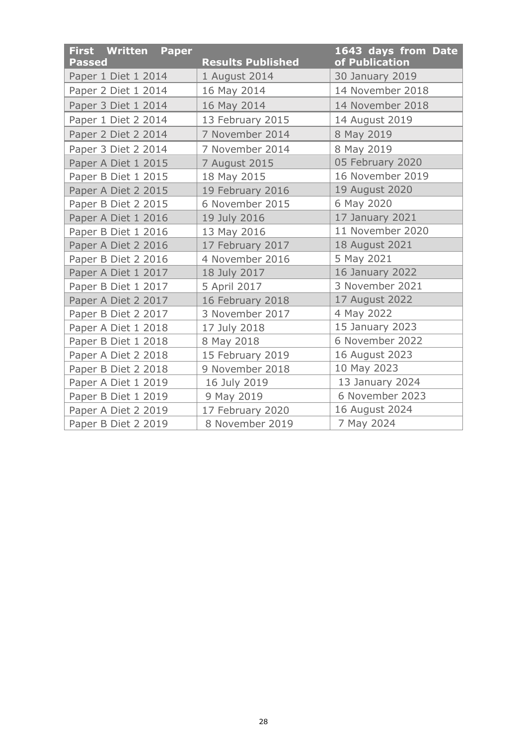| First Written Paper Passed | Results Published | 1643 days from Date of Publication |
|---|---|---|
| Paper 1 Diet 1 2014 | 1 August 2014 | 30 January 2019 |
| Paper 2 Diet 1 2014 | 16 May 2014 | 14 November 2018 |
| Paper 3 Diet 1 2014 | 16 May 2014 | 14 November 2018 |
| Paper 1 Diet 2 2014 | 13 February 2015 | 14 August 2019 |
| Paper 2 Diet 2 2014 | 7 November 2014 | 8 May 2019 |
| Paper 3 Diet 2 2014 | 7 November 2014 | 8 May 2019 |
| Paper A Diet 1 2015 | 7 August 2015 | 05 February 2020 |
| Paper B Diet 1 2015 | 18 May 2015 | 16 November 2019 |
| Paper A Diet 2 2015 | 19 February 2016 | 19 August 2020 |
| Paper B Diet 2 2015 | 6 November 2015 | 6 May 2020 |
| Paper A Diet 1 2016 | 19 July 2016 | 17 January 2021 |
| Paper B Diet 1 2016 | 13 May 2016 | 11 November 2020 |
| Paper A Diet 2 2016 | 17 February 2017 | 18 August 2021 |
| Paper B Diet 2 2016 | 4 November 2016 | 5 May 2021 |
| Paper A Diet 1 2017 | 18 July 2017 | 16 January 2022 |
| Paper B Diet 1 2017 | 5 April 2017 | 3 November 2021 |
| Paper A Diet 2 2017 | 16 February 2018 | 17 August 2022 |
| Paper B Diet 2 2017 | 3 November 2017 | 4 May 2022 |
| Paper A Diet 1 2018 | 17 July 2018 | 15 January 2023 |
| Paper B Diet 1 2018 | 8 May 2018 | 6 November 2022 |
| Paper A Diet 2 2018 | 15 February 2019 | 16 August 2023 |
| Paper B Diet 2 2018 | 9 November 2018 | 10 May 2023 |
| Paper A Diet 1 2019 | 16 July 2019 | 13 January 2024 |
| Paper B Diet 1 2019 | 9 May 2019 | 6 November 2023 |
| Paper A Diet 2 2019 | 17 February 2020 | 16 August 2024 |
| Paper B Diet 2 2019 | 8 November 2019 | 7 May 2024 |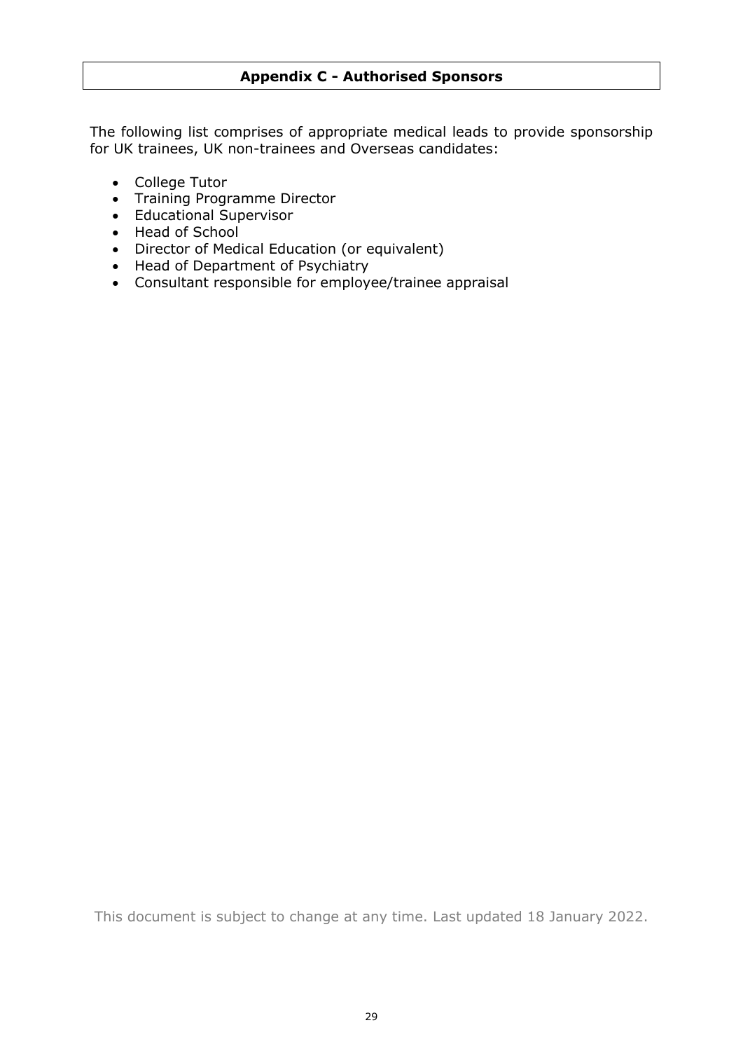## Appendix C - Authorised Sponsors

The following list comprises of appropriate medical leads to provide sponsorship for UK trainees, UK non-trainees and Overseas candidates:

- College Tutor
- Training Programme Director
- Educational Supervisor
- Head of School
- Director of Medical Education (or equivalent)
- Head of Department of Psychiatry
- Consultant responsible for employee/trainee appraisal

This document is subject to change at any time. Last updated 18 January 2022.